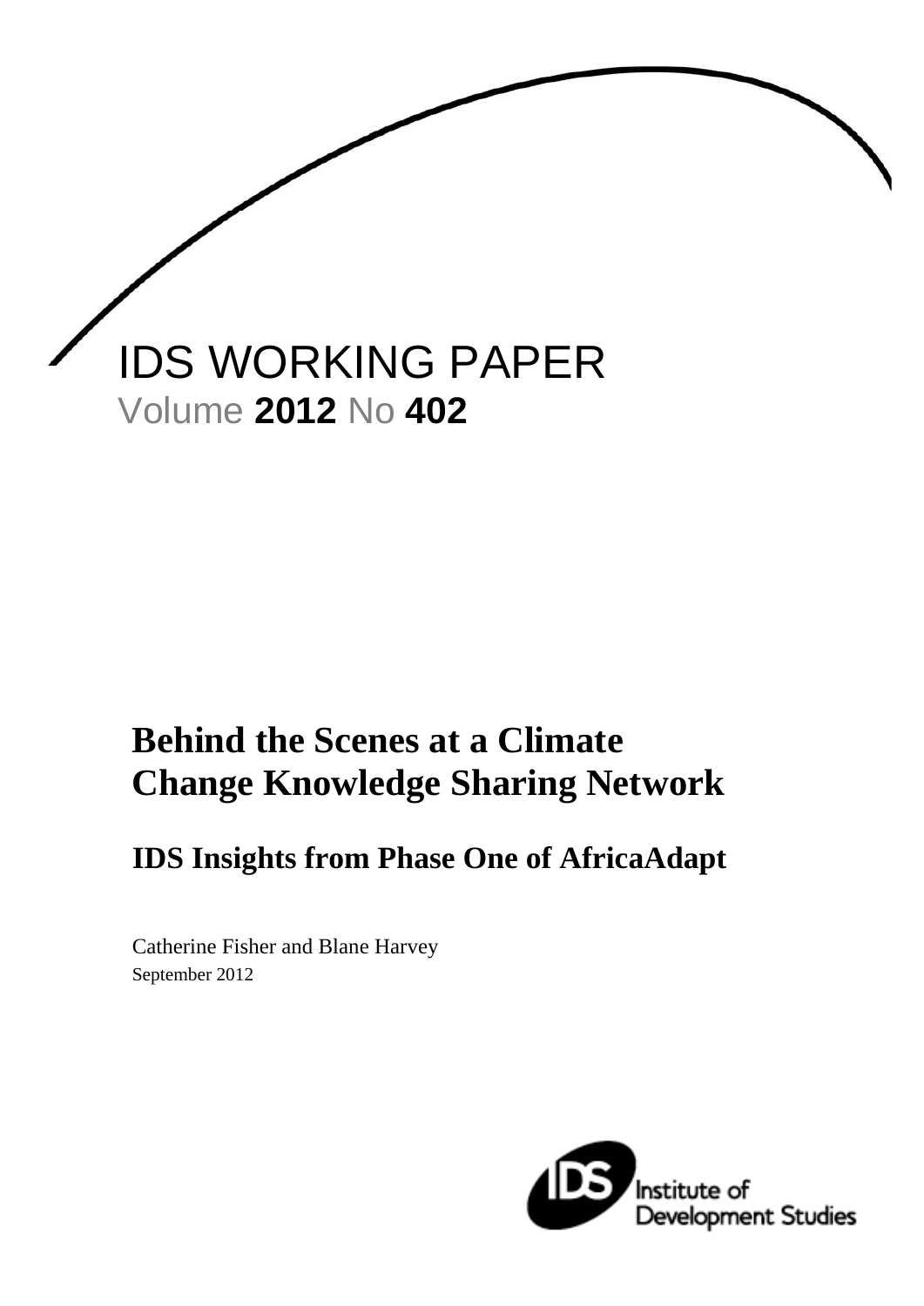IDS WORKING PAPER

Volume **2012** No **402**

# Behind the Scenes at a Climate Change Knowledge Sharing Network

## IDS Insights from Phase One of AfricaAdapt

Catherine Fisher and Blane Harvey

September 2012

Institute of Development Studies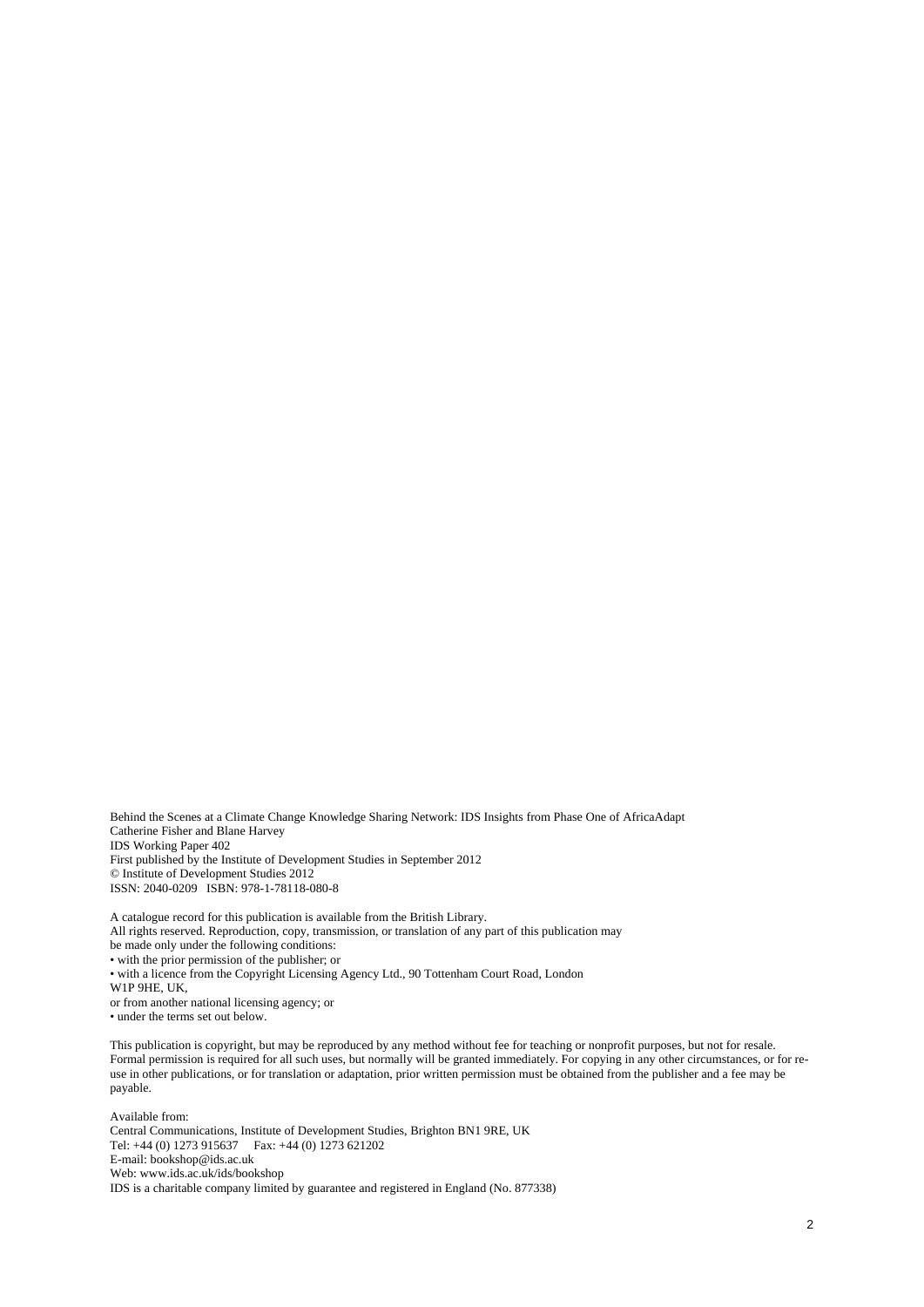Behind the Scenes at a Climate Change Knowledge Sharing Network: IDS Insights from Phase One of AfricaAdapt
Catherine Fisher and Blane Harvey
IDS Working Paper 402
First published by the Institute of Development Studies in September 2012
© Institute of Development Studies 2012
ISSN: 2040-0209 ISBN: 978-1-78118-080-8

A catalogue record for this publication is available from the British Library.
All rights reserved. Reproduction, copy, transmission, or translation of any part of this publication may be made only under the following conditions:

- with the prior permission of the publisher; or
- with a licence from the Copyright Licensing Agency Ltd., 90 Tottenham Court Road, London W1P 9HE, UK,
or from another national licensing agency; or
- under the terms set out below.

This publication is copyright, but may be reproduced by any method without fee for teaching or nonprofit purposes, but not for resale. Formal permission is required for all such uses, but normally will be granted immediately. For copying in any other circumstances, or for re-use in other publications, or for translation or adaptation, prior written permission must be obtained from the publisher and a fee may be payable.

Available from:
Central Communications, Institute of Development Studies, Brighton BN1 9RE, UK
Tel: +44 (0) 1273 915637 Fax: +44 (0) 1273 621202
E-mail: bookshop@ids.ac.uk
Web: www.ids.ac.uk/ids/bookshop
IDS is a charitable company limited by guarantee and registered in England (No. 877338)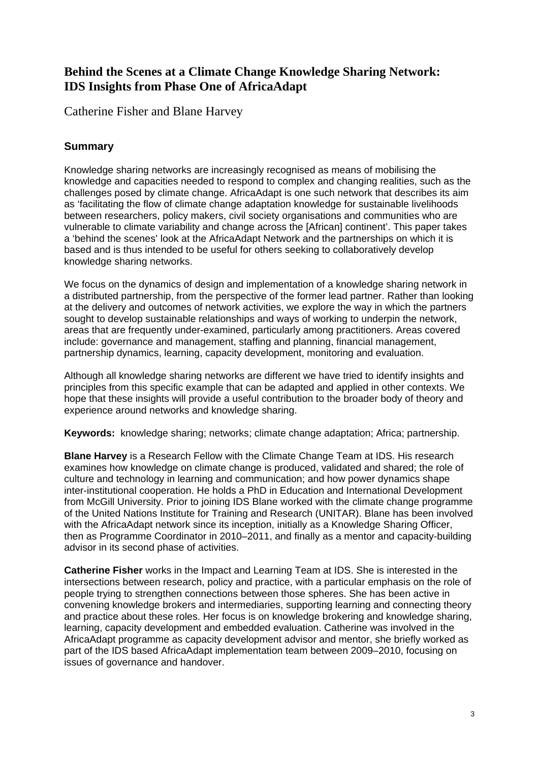# Behind the Scenes at a Climate Change Knowledge Sharing Network: IDS Insights from Phase One of AfricaAdapt

Catherine Fisher and Blane Harvey

## Summary

Knowledge sharing networks are increasingly recognised as means of mobilising the knowledge and capacities needed to respond to complex and changing realities, such as the challenges posed by climate change. AfricaAdapt is one such network that describes its aim as 'facilitating the flow of climate change adaptation knowledge for sustainable livelihoods between researchers, policy makers, civil society organisations and communities who are vulnerable to climate variability and change across the [African] continent'. This paper takes a 'behind the scenes' look at the AfricaAdapt Network and the partnerships on which it is based and is thus intended to be useful for others seeking to collaboratively develop knowledge sharing networks.

We focus on the dynamics of design and implementation of a knowledge sharing network in a distributed partnership, from the perspective of the former lead partner. Rather than looking at the delivery and outcomes of network activities, we explore the way in which the partners sought to develop sustainable relationships and ways of working to underpin the network, areas that are frequently under-examined, particularly among practitioners. Areas covered include: governance and management, staffing and planning, financial management, partnership dynamics, learning, capacity development, monitoring and evaluation.

Although all knowledge sharing networks are different we have tried to identify insights and principles from this specific example that can be adapted and applied in other contexts. We hope that these insights will provide a useful contribution to the broader body of theory and experience around networks and knowledge sharing.

**Keywords:** knowledge sharing; networks; climate change adaptation; Africa; partnership.

**Blane Harvey** is a Research Fellow with the Climate Change Team at IDS. His research examines how knowledge on climate change is produced, validated and shared; the role of culture and technology in learning and communication; and how power dynamics shape inter-institutional cooperation. He holds a PhD in Education and International Development from McGill University. Prior to joining IDS Blane worked with the climate change programme of the United Nations Institute for Training and Research (UNITAR). Blane has been involved with the AfricaAdapt network since its inception, initially as a Knowledge Sharing Officer, then as Programme Coordinator in 2010–2011, and finally as a mentor and capacity-building advisor in its second phase of activities.

**Catherine Fisher** works in the Impact and Learning Team at IDS. She is interested in the intersections between research, policy and practice, with a particular emphasis on the role of people trying to strengthen connections between those spheres. She has been active in convening knowledge brokers and intermediaries, supporting learning and connecting theory and practice about these roles. Her focus is on knowledge brokering and knowledge sharing, learning, capacity development and embedded evaluation. Catherine was involved in the AfricaAdapt programme as capacity development advisor and mentor, she briefly worked as part of the IDS based AfricaAdapt implementation team between 2009–2010, focusing on issues of governance and handover.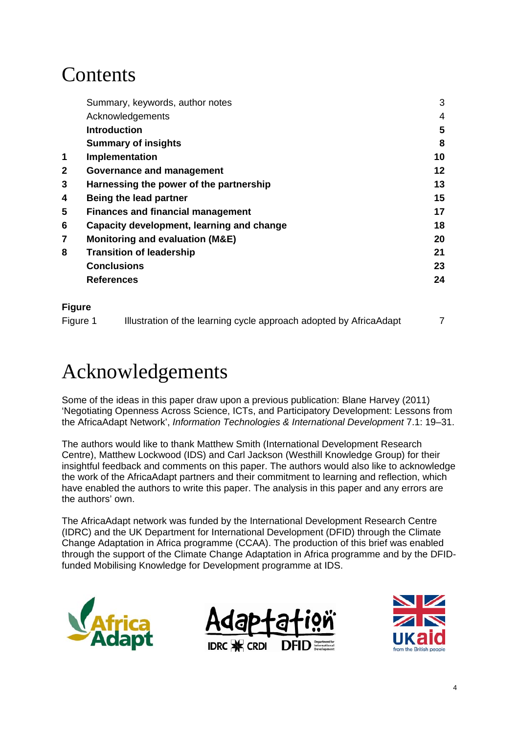# Contents

| | | |
|---|---|---|
| | Summary, keywords, author notes | 3 |
| | Acknowledgements | 4 |
| | **Introduction** | **5** |
| | **Summary of insights** | **8** |
| **1** | **Implementation** | **10** |
| **2** | **Governance and management** | **12** |
| **3** | **Harnessing the power of the partnership** | **13** |
| **4** | **Being the lead partner** | **15** |
| **5** | **Finances and financial management** | **17** |
| **6** | **Capacity development, learning and change** | **18** |
| **7** | **Monitoring and evaluation (M&E)** | **20** |
| **8** | **Transition of leadership** | **21** |
| | **Conclusions** | **23** |
| | **References** | **24** |

**Figure**

| | | |
|---|---|---|
| Figure 1 | Illustration of the learning cycle approach adopted by AfricaAdapt | 7 |

# Acknowledgements

Some of the ideas in this paper draw upon a previous publication: Blane Harvey (2011) 'Negotiating Openness Across Science, ICTs, and Participatory Development: Lessons from the AfricaAdapt Network', *Information Technologies & International Development* 7.1: 19–31.

The authors would like to thank Matthew Smith (International Development Research Centre), Matthew Lockwood (IDS) and Carl Jackson (Westhill Knowledge Group) for their insightful feedback and comments on this paper. The authors would also like to acknowledge the work of the AfricaAdapt partners and their commitment to learning and reflection, which have enabled the authors to write this paper. The analysis in this paper and any errors are the authors' own.

The AfricaAdapt network was funded by the International Development Research Centre (IDRC) and the UK Department for International Development (DFID) through the Climate Change Adaptation in Africa programme (CCAA). The production of this brief was enabled through the support of the Climate Change Adaptation in Africa programme and by the DFID-funded Mobilising Knowledge for Development programme at IDS.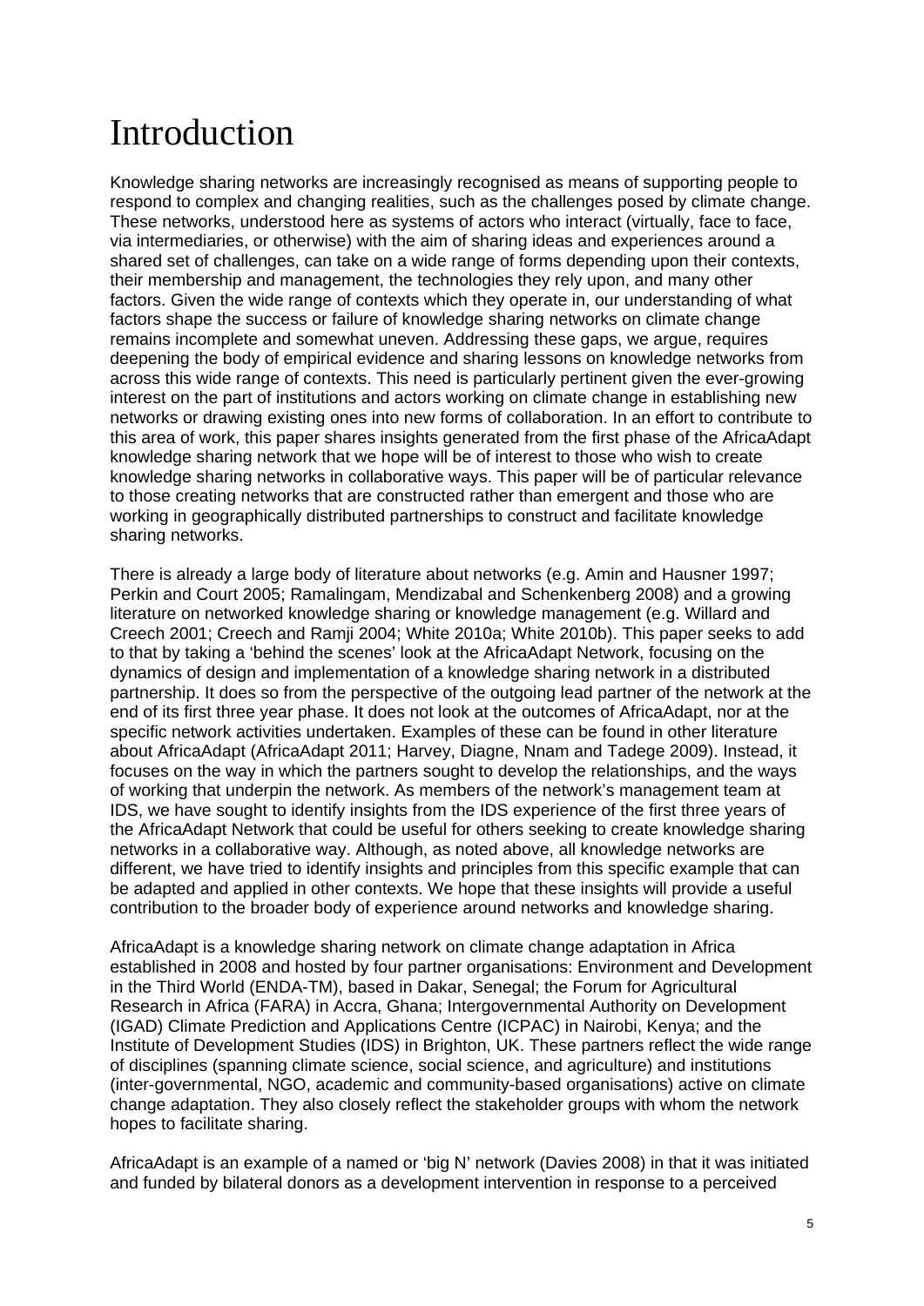# Introduction

Knowledge sharing networks are increasingly recognised as means of supporting people to respond to complex and changing realities, such as the challenges posed by climate change. These networks, understood here as systems of actors who interact (virtually, face to face, via intermediaries, or otherwise) with the aim of sharing ideas and experiences around a shared set of challenges, can take on a wide range of forms depending upon their contexts, their membership and management, the technologies they rely upon, and many other factors. Given the wide range of contexts which they operate in, our understanding of what factors shape the success or failure of knowledge sharing networks on climate change remains incomplete and somewhat uneven. Addressing these gaps, we argue, requires deepening the body of empirical evidence and sharing lessons on knowledge networks from across this wide range of contexts. This need is particularly pertinent given the ever-growing interest on the part of institutions and actors working on climate change in establishing new networks or drawing existing ones into new forms of collaboration. In an effort to contribute to this area of work, this paper shares insights generated from the first phase of the AfricaAdapt knowledge sharing network that we hope will be of interest to those who wish to create knowledge sharing networks in collaborative ways. This paper will be of particular relevance to those creating networks that are constructed rather than emergent and those who are working in geographically distributed partnerships to construct and facilitate knowledge sharing networks.

There is already a large body of literature about networks (e.g. Amin and Hausner 1997; Perkin and Court 2005; Ramalingam, Mendizabal and Schenkenberg 2008) and a growing literature on networked knowledge sharing or knowledge management (e.g. Willard and Creech 2001; Creech and Ramji 2004; White 2010a; White 2010b). This paper seeks to add to that by taking a 'behind the scenes' look at the AfricaAdapt Network, focusing on the dynamics of design and implementation of a knowledge sharing network in a distributed partnership. It does so from the perspective of the outgoing lead partner of the network at the end of its first three year phase. It does not look at the outcomes of AfricaAdapt, nor at the specific network activities undertaken. Examples of these can be found in other literature about AfricaAdapt (AfricaAdapt 2011; Harvey, Diagne, Nnam and Tadege 2009). Instead, it focuses on the way in which the partners sought to develop the relationships, and the ways of working that underpin the network. As members of the network's management team at IDS, we have sought to identify insights from the IDS experience of the first three years of the AfricaAdapt Network that could be useful for others seeking to create knowledge sharing networks in a collaborative way. Although, as noted above, all knowledge networks are different, we have tried to identify insights and principles from this specific example that can be adapted and applied in other contexts. We hope that these insights will provide a useful contribution to the broader body of experience around networks and knowledge sharing.

AfricaAdapt is a knowledge sharing network on climate change adaptation in Africa established in 2008 and hosted by four partner organisations: Environment and Development in the Third World (ENDA-TM), based in Dakar, Senegal; the Forum for Agricultural Research in Africa (FARA) in Accra, Ghana; Intergovernmental Authority on Development (IGAD) Climate Prediction and Applications Centre (ICPAC) in Nairobi, Kenya; and the Institute of Development Studies (IDS) in Brighton, UK. These partners reflect the wide range of disciplines (spanning climate science, social science, and agriculture) and institutions (inter-governmental, NGO, academic and community-based organisations) active on climate change adaptation. They also closely reflect the stakeholder groups with whom the network hopes to facilitate sharing.

AfricaAdapt is an example of a named or 'big N' network (Davies 2008) in that it was initiated and funded by bilateral donors as a development intervention in response to a perceived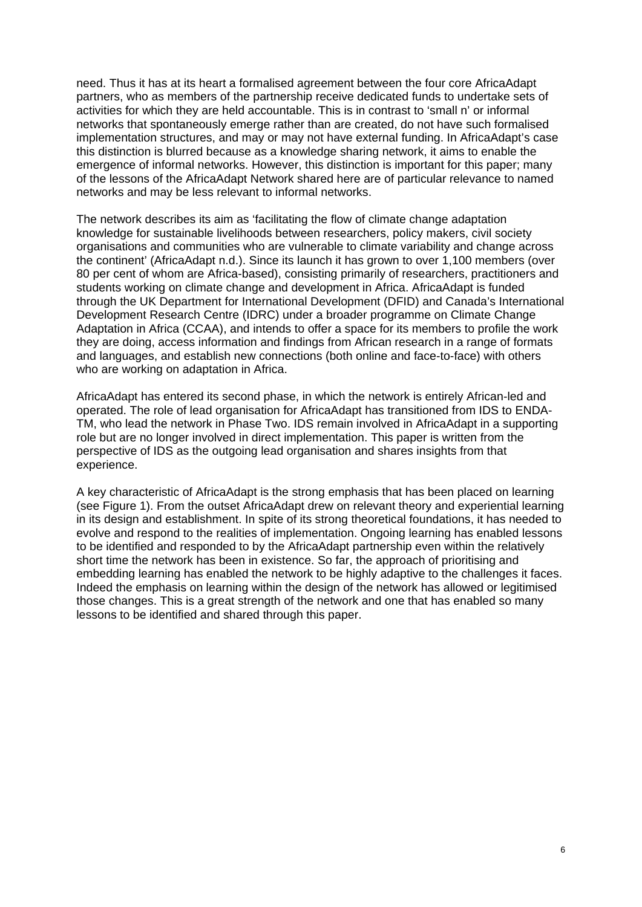need. Thus it has at its heart a formalised agreement between the four core AfricaAdapt partners, who as members of the partnership receive dedicated funds to undertake sets of activities for which they are held accountable. This is in contrast to 'small n' or informal networks that spontaneously emerge rather than are created, do not have such formalised implementation structures, and may or may not have external funding. In AfricaAdapt's case this distinction is blurred because as a knowledge sharing network, it aims to enable the emergence of informal networks. However, this distinction is important for this paper; many of the lessons of the AfricaAdapt Network shared here are of particular relevance to named networks and may be less relevant to informal networks.

The network describes its aim as 'facilitating the flow of climate change adaptation knowledge for sustainable livelihoods between researchers, policy makers, civil society organisations and communities who are vulnerable to climate variability and change across the continent' (AfricaAdapt n.d.). Since its launch it has grown to over 1,100 members (over 80 per cent of whom are Africa-based), consisting primarily of researchers, practitioners and students working on climate change and development in Africa. AfricaAdapt is funded through the UK Department for International Development (DFID) and Canada's International Development Research Centre (IDRC) under a broader programme on Climate Change Adaptation in Africa (CCAA), and intends to offer a space for its members to profile the work they are doing, access information and findings from African research in a range of formats and languages, and establish new connections (both online and face-to-face) with others who are working on adaptation in Africa.

AfricaAdapt has entered its second phase, in which the network is entirely African-led and operated. The role of lead organisation for AfricaAdapt has transitioned from IDS to ENDA-TM, who lead the network in Phase Two. IDS remain involved in AfricaAdapt in a supporting role but are no longer involved in direct implementation. This paper is written from the perspective of IDS as the outgoing lead organisation and shares insights from that experience.

A key characteristic of AfricaAdapt is the strong emphasis that has been placed on learning (see Figure 1). From the outset AfricaAdapt drew on relevant theory and experiential learning in its design and establishment. In spite of its strong theoretical foundations, it has needed to evolve and respond to the realities of implementation. Ongoing learning has enabled lessons to be identified and responded to by the AfricaAdapt partnership even within the relatively short time the network has been in existence. So far, the approach of prioritising and embedding learning has enabled the network to be highly adaptive to the challenges it faces. Indeed the emphasis on learning within the design of the network has allowed or legitimised those changes. This is a great strength of the network and one that has enabled so many lessons to be identified and shared through this paper.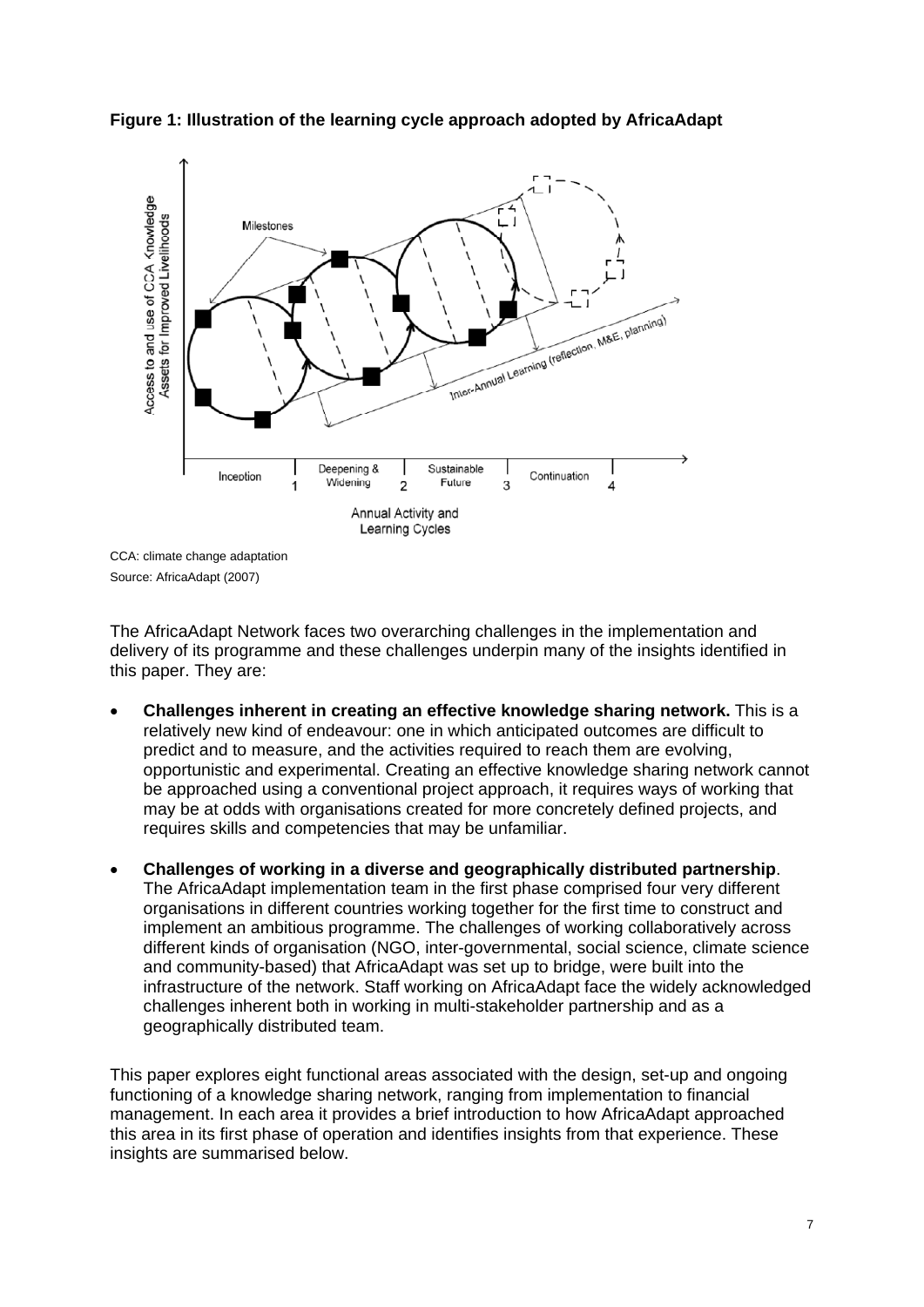**Figure 1: Illustration of the learning cycle approach adopted by AfricaAdapt**

CCA: climate change adaptation

Source: AfricaAdapt (2007)

The AfricaAdapt Network faces two overarching challenges in the implementation and delivery of its programme and these challenges underpin many of the insights identified in this paper. They are:

- **Challenges inherent in creating an effective knowledge sharing network.** This is a relatively new kind of endeavour: one in which anticipated outcomes are difficult to predict and to measure, and the activities required to reach them are evolving, opportunistic and experimental. Creating an effective knowledge sharing network cannot be approached using a conventional project approach, it requires ways of working that may be at odds with organisations created for more concretely defined projects, and requires skills and competencies that may be unfamiliar.

- **Challenges of working in a diverse and geographically distributed partnership**. The AfricaAdapt implementation team in the first phase comprised four very different organisations in different countries working together for the first time to construct and implement an ambitious programme. The challenges of working collaboratively across different kinds of organisation (NGO, inter-governmental, social science, climate science and community-based) that AfricaAdapt was set up to bridge, were built into the infrastructure of the network. Staff working on AfricaAdapt face the widely acknowledged challenges inherent both in working in multi-stakeholder partnership and as a geographically distributed team.

This paper explores eight functional areas associated with the design, set-up and ongoing functioning of a knowledge sharing network, ranging from implementation to financial management. In each area it provides a brief introduction to how AfricaAdapt approached this area in its first phase of operation and identifies insights from that experience. These insights are summarised below.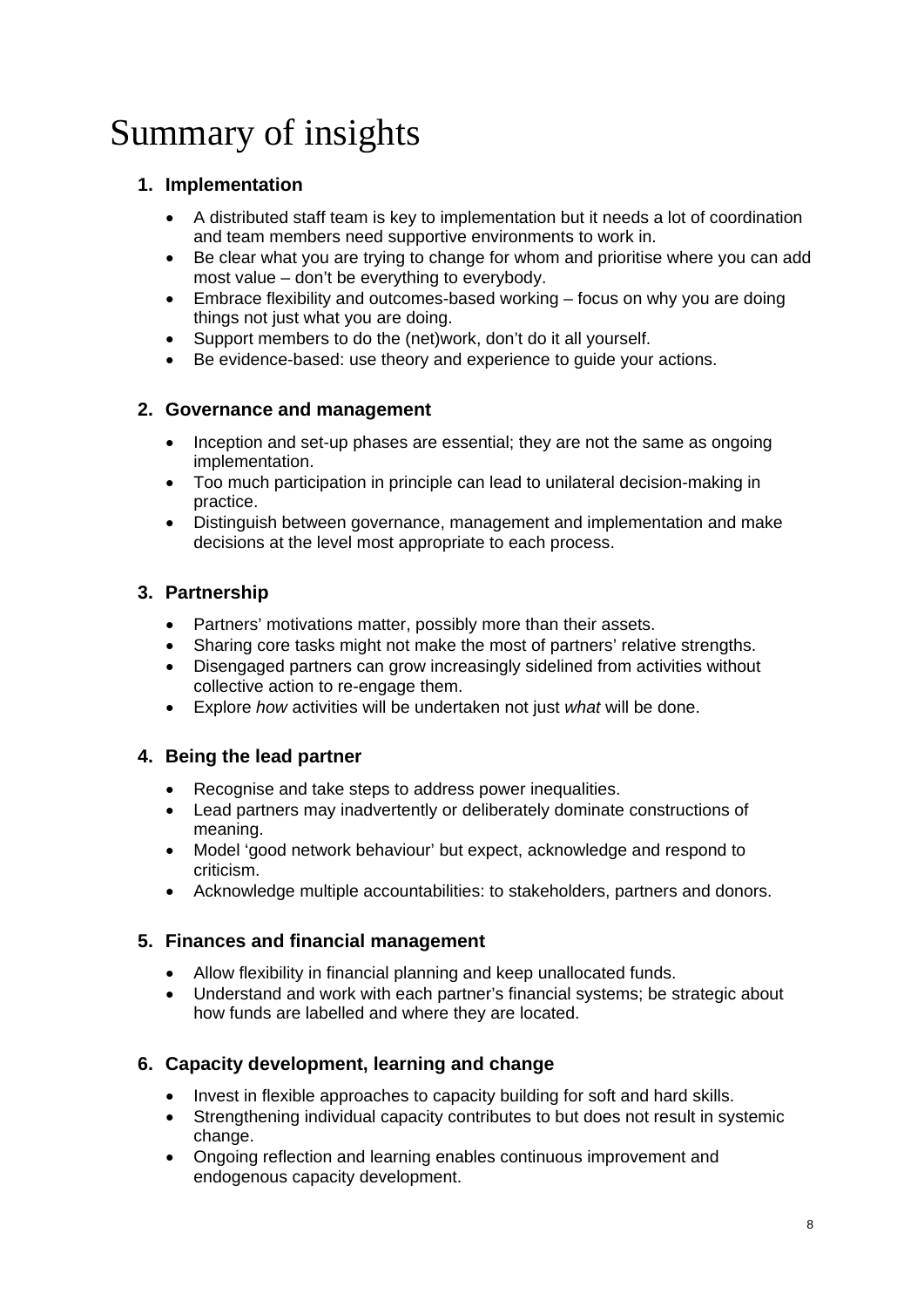# Summary of insights

## 1. Implementation

- A distributed staff team is key to implementation but it needs a lot of coordination and team members need supportive environments to work in.
- Be clear what you are trying to change for whom and prioritise where you can add most value – don't be everything to everybody.
- Embrace flexibility and outcomes-based working – focus on why you are doing things not just what you are doing.
- Support members to do the (net)work, don't do it all yourself.
- Be evidence-based: use theory and experience to guide your actions.

## 2. Governance and management

- Inception and set-up phases are essential; they are not the same as ongoing implementation.
- Too much participation in principle can lead to unilateral decision-making in practice.
- Distinguish between governance, management and implementation and make decisions at the level most appropriate to each process.

## 3. Partnership

- Partners' motivations matter, possibly more than their assets.
- Sharing core tasks might not make the most of partners' relative strengths.
- Disengaged partners can grow increasingly sidelined from activities without collective action to re-engage them.
- Explore *how* activities will be undertaken not just *what* will be done.

## 4. Being the lead partner

- Recognise and take steps to address power inequalities.
- Lead partners may inadvertently or deliberately dominate constructions of meaning.
- Model 'good network behaviour' but expect, acknowledge and respond to criticism.
- Acknowledge multiple accountabilities: to stakeholders, partners and donors.

## 5. Finances and financial management

- Allow flexibility in financial planning and keep unallocated funds.
- Understand and work with each partner's financial systems; be strategic about how funds are labelled and where they are located.

## 6. Capacity development, learning and change

- Invest in flexible approaches to capacity building for soft and hard skills.
- Strengthening individual capacity contributes to but does not result in systemic change.
- Ongoing reflection and learning enables continuous improvement and endogenous capacity development.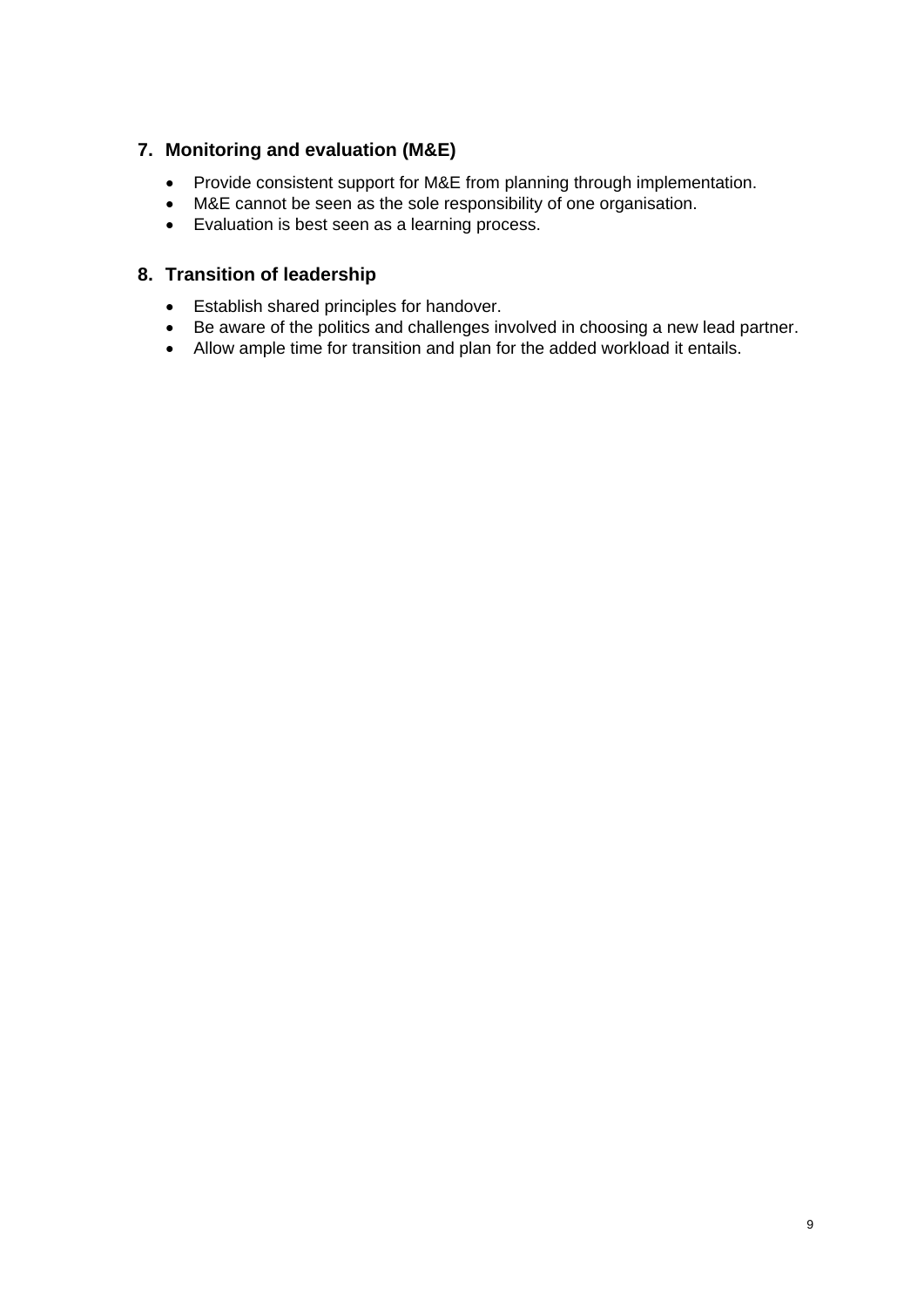## 7. Monitoring and evaluation (M&E)

- Provide consistent support for M&E from planning through implementation.
- M&E cannot be seen as the sole responsibility of one organisation.
- Evaluation is best seen as a learning process.

## 8. Transition of leadership

- Establish shared principles for handover.
- Be aware of the politics and challenges involved in choosing a new lead partner.
- Allow ample time for transition and plan for the added workload it entails.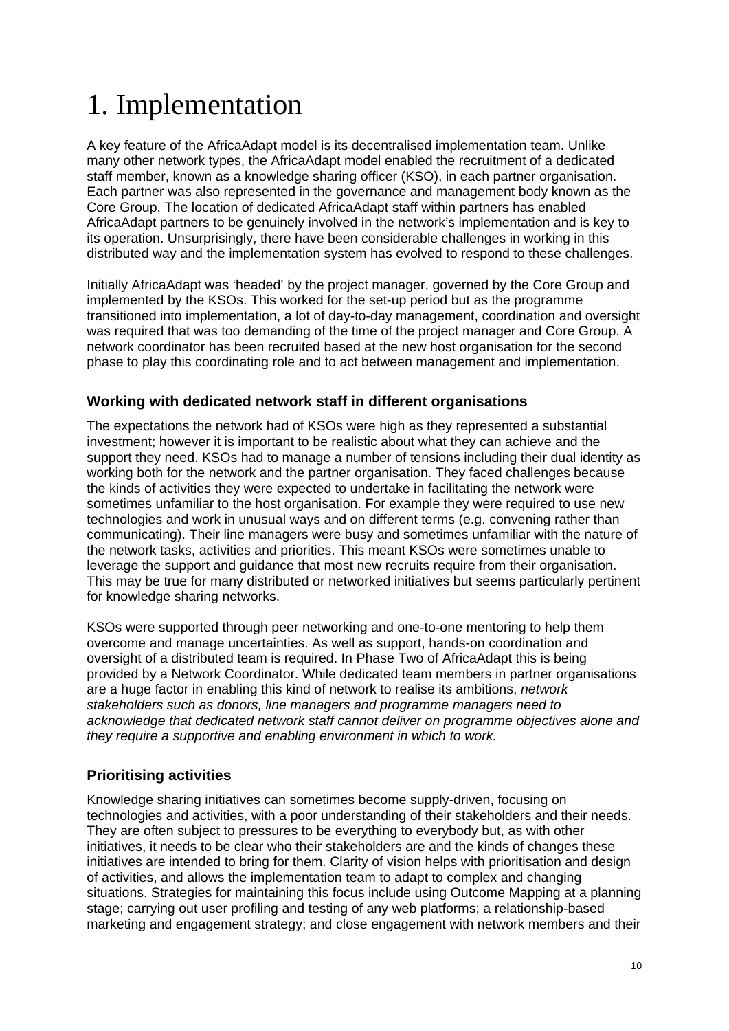# 1. Implementation

A key feature of the AfricaAdapt model is its decentralised implementation team. Unlike many other network types, the AfricaAdapt model enabled the recruitment of a dedicated staff member, known as a knowledge sharing officer (KSO), in each partner organisation. Each partner was also represented in the governance and management body known as the Core Group. The location of dedicated AfricaAdapt staff within partners has enabled AfricaAdapt partners to be genuinely involved in the network's implementation and is key to its operation. Unsurprisingly, there have been considerable challenges in working in this distributed way and the implementation system has evolved to respond to these challenges.

Initially AfricaAdapt was 'headed' by the project manager, governed by the Core Group and implemented by the KSOs. This worked for the set-up period but as the programme transitioned into implementation, a lot of day-to-day management, coordination and oversight was required that was too demanding of the time of the project manager and Core Group. A network coordinator has been recruited based at the new host organisation for the second phase to play this coordinating role and to act between management and implementation.

### Working with dedicated network staff in different organisations

The expectations the network had of KSOs were high as they represented a substantial investment; however it is important to be realistic about what they can achieve and the support they need. KSOs had to manage a number of tensions including their dual identity as working both for the network and the partner organisation. They faced challenges because the kinds of activities they were expected to undertake in facilitating the network were sometimes unfamiliar to the host organisation. For example they were required to use new technologies and work in unusual ways and on different terms (e.g. convening rather than communicating). Their line managers were busy and sometimes unfamiliar with the nature of the network tasks, activities and priorities. This meant KSOs were sometimes unable to leverage the support and guidance that most new recruits require from their organisation. This may be true for many distributed or networked initiatives but seems particularly pertinent for knowledge sharing networks.

KSOs were supported through peer networking and one-to-one mentoring to help them overcome and manage uncertainties. As well as support, hands-on coordination and oversight of a distributed team is required. In Phase Two of AfricaAdapt this is being provided by a Network Coordinator. While dedicated team members in partner organisations are a huge factor in enabling this kind of network to realise its ambitions, *network stakeholders such as donors, line managers and programme managers need to acknowledge that dedicated network staff cannot deliver on programme objectives alone and they require a supportive and enabling environment in which to work.*

### Prioritising activities

Knowledge sharing initiatives can sometimes become supply-driven, focusing on technologies and activities, with a poor understanding of their stakeholders and their needs. They are often subject to pressures to be everything to everybody but, as with other initiatives, it needs to be clear who their stakeholders are and the kinds of changes these initiatives are intended to bring for them. Clarity of vision helps with prioritisation and design of activities, and allows the implementation team to adapt to complex and changing situations. Strategies for maintaining this focus include using Outcome Mapping at a planning stage; carrying out user profiling and testing of any web platforms; a relationship-based marketing and engagement strategy; and close engagement with network members and their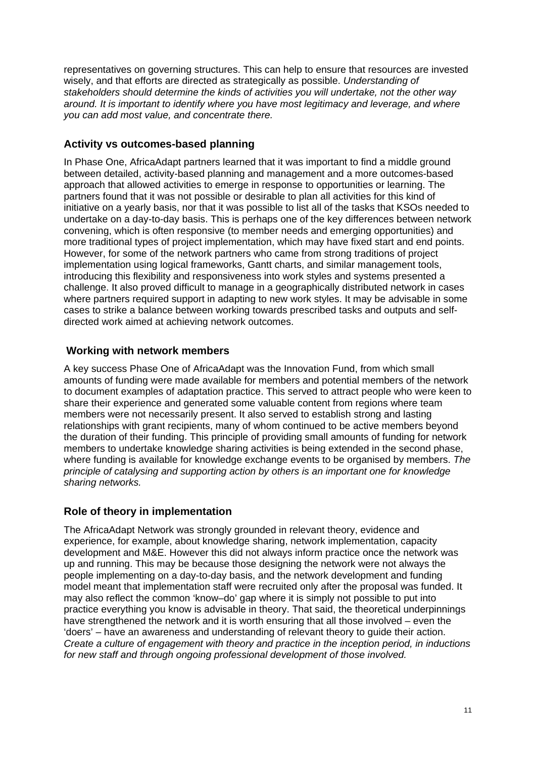representatives on governing structures. This can help to ensure that resources are invested wisely, and that efforts are directed as strategically as possible. *Understanding of stakeholders should determine the kinds of activities you will undertake, not the other way around. It is important to identify where you have most legitimacy and leverage, and where you can add most value, and concentrate there.*

### Activity vs outcomes-based planning

In Phase One, AfricaAdapt partners learned that it was important to find a middle ground between detailed, activity-based planning and management and a more outcomes-based approach that allowed activities to emerge in response to opportunities or learning. The partners found that it was not possible or desirable to plan all activities for this kind of initiative on a yearly basis, nor that it was possible to list all of the tasks that KSOs needed to undertake on a day-to-day basis. This is perhaps one of the key differences between network convening, which is often responsive (to member needs and emerging opportunities) and more traditional types of project implementation, which may have fixed start and end points. However, for some of the network partners who came from strong traditions of project implementation using logical frameworks, Gantt charts, and similar management tools, introducing this flexibility and responsiveness into work styles and systems presented a challenge. It also proved difficult to manage in a geographically distributed network in cases where partners required support in adapting to new work styles. It may be advisable in some cases to strike a balance between working towards prescribed tasks and outputs and self-directed work aimed at achieving network outcomes.

### Working with network members

A key success Phase One of AfricaAdapt was the Innovation Fund, from which small amounts of funding were made available for members and potential members of the network to document examples of adaptation practice. This served to attract people who were keen to share their experience and generated some valuable content from regions where team members were not necessarily present. It also served to establish strong and lasting relationships with grant recipients, many of whom continued to be active members beyond the duration of their funding. This principle of providing small amounts of funding for network members to undertake knowledge sharing activities is being extended in the second phase, where funding is available for knowledge exchange events to be organised by members. *The principle of catalysing and supporting action by others is an important one for knowledge sharing networks.*

### Role of theory in implementation

The AfricaAdapt Network was strongly grounded in relevant theory, evidence and experience, for example, about knowledge sharing, network implementation, capacity development and M&E. However this did not always inform practice once the network was up and running. This may be because those designing the network were not always the people implementing on a day-to-day basis, and the network development and funding model meant that implementation staff were recruited only after the proposal was funded. It may also reflect the common 'know–do' gap where it is simply not possible to put into practice everything you know is advisable in theory. That said, the theoretical underpinnings have strengthened the network and it is worth ensuring that all those involved – even the 'doers' – have an awareness and understanding of relevant theory to guide their action. *Create a culture of engagement with theory and practice in the inception period, in inductions for new staff and through ongoing professional development of those involved.*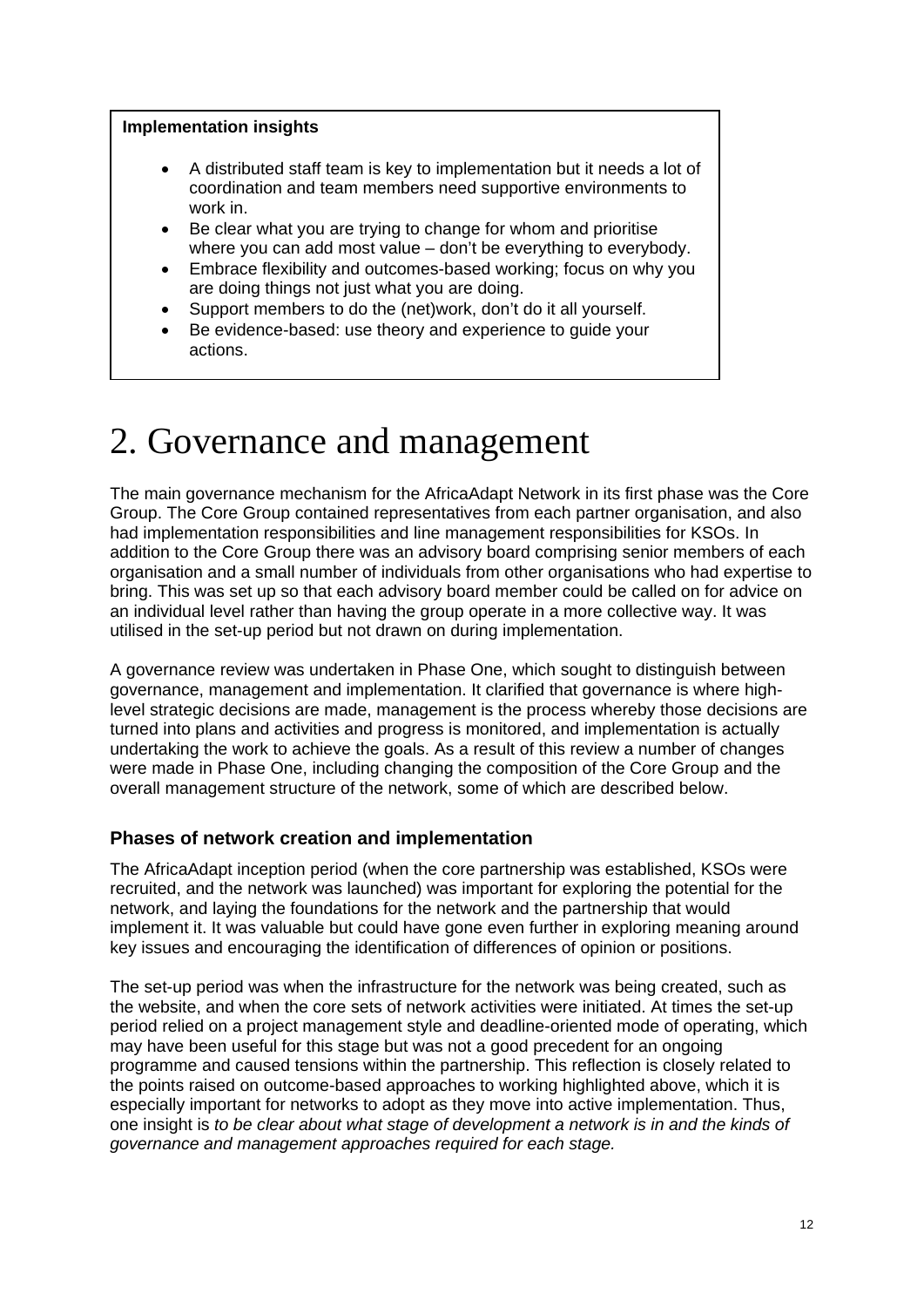**Implementation insights**

- A distributed staff team is key to implementation but it needs a lot of coordination and team members need supportive environments to work in.
- Be clear what you are trying to change for whom and prioritise where you can add most value – don't be everything to everybody.
- Embrace flexibility and outcomes-based working; focus on why you are doing things not just what you are doing.
- Support members to do the (net)work, don't do it all yourself.
- Be evidence-based: use theory and experience to guide your actions.

# 2. Governance and management

The main governance mechanism for the AfricaAdapt Network in its first phase was the Core Group. The Core Group contained representatives from each partner organisation, and also had implementation responsibilities and line management responsibilities for KSOs. In addition to the Core Group there was an advisory board comprising senior members of each organisation and a small number of individuals from other organisations who had expertise to bring. This was set up so that each advisory board member could be called on for advice on an individual level rather than having the group operate in a more collective way. It was utilised in the set-up period but not drawn on during implementation.

A governance review was undertaken in Phase One, which sought to distinguish between governance, management and implementation. It clarified that governance is where high-level strategic decisions are made, management is the process whereby those decisions are turned into plans and activities and progress is monitored, and implementation is actually undertaking the work to achieve the goals. As a result of this review a number of changes were made in Phase One, including changing the composition of the Core Group and the overall management structure of the network, some of which are described below.

### Phases of network creation and implementation

The AfricaAdapt inception period (when the core partnership was established, KSOs were recruited, and the network was launched) was important for exploring the potential for the network, and laying the foundations for the network and the partnership that would implement it. It was valuable but could have gone even further in exploring meaning around key issues and encouraging the identification of differences of opinion or positions.

The set-up period was when the infrastructure for the network was being created, such as the website, and when the core sets of network activities were initiated. At times the set-up period relied on a project management style and deadline-oriented mode of operating, which may have been useful for this stage but was not a good precedent for an ongoing programme and caused tensions within the partnership. This reflection is closely related to the points raised on outcome-based approaches to working highlighted above, which it is especially important for networks to adopt as they move into active implementation. Thus, one insight is *to be clear about what stage of development a network is in and the kinds of governance and management approaches required for each stage.*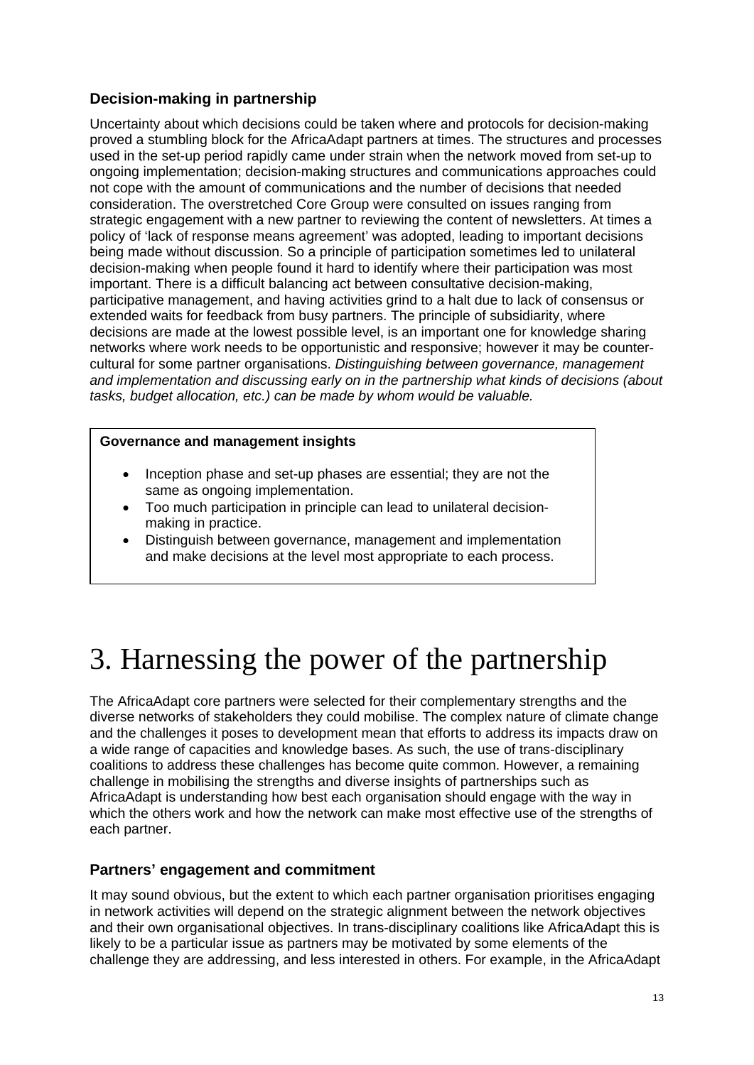### Decision-making in partnership

Uncertainty about which decisions could be taken where and protocols for decision-making proved a stumbling block for the AfricaAdapt partners at times. The structures and processes used in the set-up period rapidly came under strain when the network moved from set-up to ongoing implementation; decision-making structures and communications approaches could not cope with the amount of communications and the number of decisions that needed consideration. The overstretched Core Group were consulted on issues ranging from strategic engagement with a new partner to reviewing the content of newsletters. At times a policy of 'lack of response means agreement' was adopted, leading to important decisions being made without discussion. So a principle of participation sometimes led to unilateral decision-making when people found it hard to identify where their participation was most important. There is a difficult balancing act between consultative decision-making, participative management, and having activities grind to a halt due to lack of consensus or extended waits for feedback from busy partners. The principle of subsidiarity, where decisions are made at the lowest possible level, is an important one for knowledge sharing networks where work needs to be opportunistic and responsive; however it may be counter-cultural for some partner organisations. *Distinguishing between governance, management and implementation and discussing early on in the partnership what kinds of decisions (about tasks, budget allocation, etc.) can be made by whom would be valuable.*

**Governance and management insights**

- Inception phase and set-up phases are essential; they are not the same as ongoing implementation.
- Too much participation in principle can lead to unilateral decision-making in practice.
- Distinguish between governance, management and implementation and make decisions at the level most appropriate to each process.

# 3. Harnessing the power of the partnership

The AfricaAdapt core partners were selected for their complementary strengths and the diverse networks of stakeholders they could mobilise. The complex nature of climate change and the challenges it poses to development mean that efforts to address its impacts draw on a wide range of capacities and knowledge bases. As such, the use of trans-disciplinary coalitions to address these challenges has become quite common. However, a remaining challenge in mobilising the strengths and diverse insights of partnerships such as AfricaAdapt is understanding how best each organisation should engage with the way in which the others work and how the network can make most effective use of the strengths of each partner.

### Partners' engagement and commitment

It may sound obvious, but the extent to which each partner organisation prioritises engaging in network activities will depend on the strategic alignment between the network objectives and their own organisational objectives. In trans-disciplinary coalitions like AfricaAdapt this is likely to be a particular issue as partners may be motivated by some elements of the challenge they are addressing, and less interested in others. For example, in the AfricaAdapt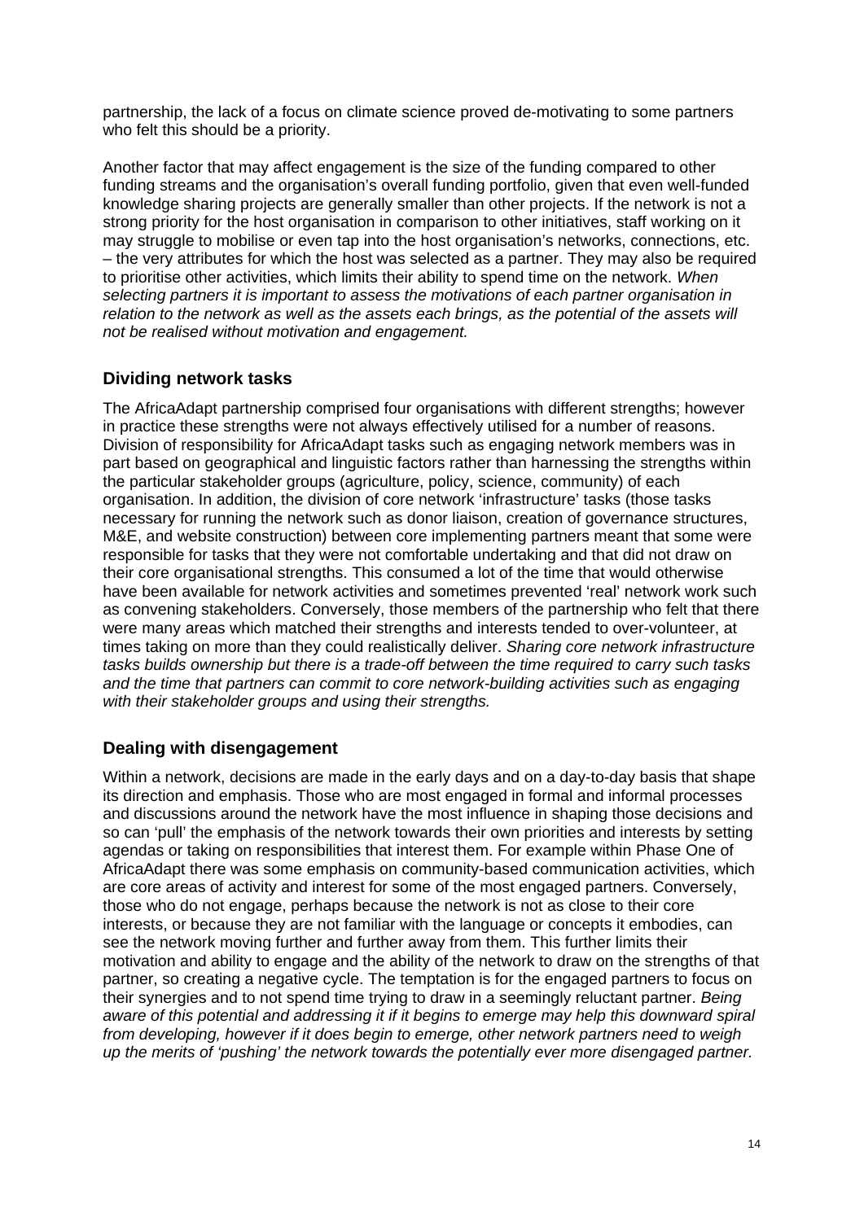partnership, the lack of a focus on climate science proved de-motivating to some partners who felt this should be a priority.

Another factor that may affect engagement is the size of the funding compared to other funding streams and the organisation's overall funding portfolio, given that even well-funded knowledge sharing projects are generally smaller than other projects. If the network is not a strong priority for the host organisation in comparison to other initiatives, staff working on it may struggle to mobilise or even tap into the host organisation's networks, connections, etc. – the very attributes for which the host was selected as a partner. They may also be required to prioritise other activities, which limits their ability to spend time on the network. *When selecting partners it is important to assess the motivations of each partner organisation in relation to the network as well as the assets each brings, as the potential of the assets will not be realised without motivation and engagement.*

### Dividing network tasks

The AfricaAdapt partnership comprised four organisations with different strengths; however in practice these strengths were not always effectively utilised for a number of reasons. Division of responsibility for AfricaAdapt tasks such as engaging network members was in part based on geographical and linguistic factors rather than harnessing the strengths within the particular stakeholder groups (agriculture, policy, science, community) of each organisation. In addition, the division of core network 'infrastructure' tasks (those tasks necessary for running the network such as donor liaison, creation of governance structures, M&E, and website construction) between core implementing partners meant that some were responsible for tasks that they were not comfortable undertaking and that did not draw on their core organisational strengths. This consumed a lot of the time that would otherwise have been available for network activities and sometimes prevented 'real' network work such as convening stakeholders. Conversely, those members of the partnership who felt that there were many areas which matched their strengths and interests tended to over-volunteer, at times taking on more than they could realistically deliver. *Sharing core network infrastructure tasks builds ownership but there is a trade-off between the time required to carry such tasks and the time that partners can commit to core network-building activities such as engaging with their stakeholder groups and using their strengths.*

### Dealing with disengagement

Within a network, decisions are made in the early days and on a day-to-day basis that shape its direction and emphasis. Those who are most engaged in formal and informal processes and discussions around the network have the most influence in shaping those decisions and so can 'pull' the emphasis of the network towards their own priorities and interests by setting agendas or taking on responsibilities that interest them. For example within Phase One of AfricaAdapt there was some emphasis on community-based communication activities, which are core areas of activity and interest for some of the most engaged partners. Conversely, those who do not engage, perhaps because the network is not as close to their core interests, or because they are not familiar with the language or concepts it embodies, can see the network moving further and further away from them. This further limits their motivation and ability to engage and the ability of the network to draw on the strengths of that partner, so creating a negative cycle. The temptation is for the engaged partners to focus on their synergies and to not spend time trying to draw in a seemingly reluctant partner. *Being aware of this potential and addressing it if it begins to emerge may help this downward spiral from developing, however if it does begin to emerge, other network partners need to weigh up the merits of 'pushing' the network towards the potentially ever more disengaged partner.*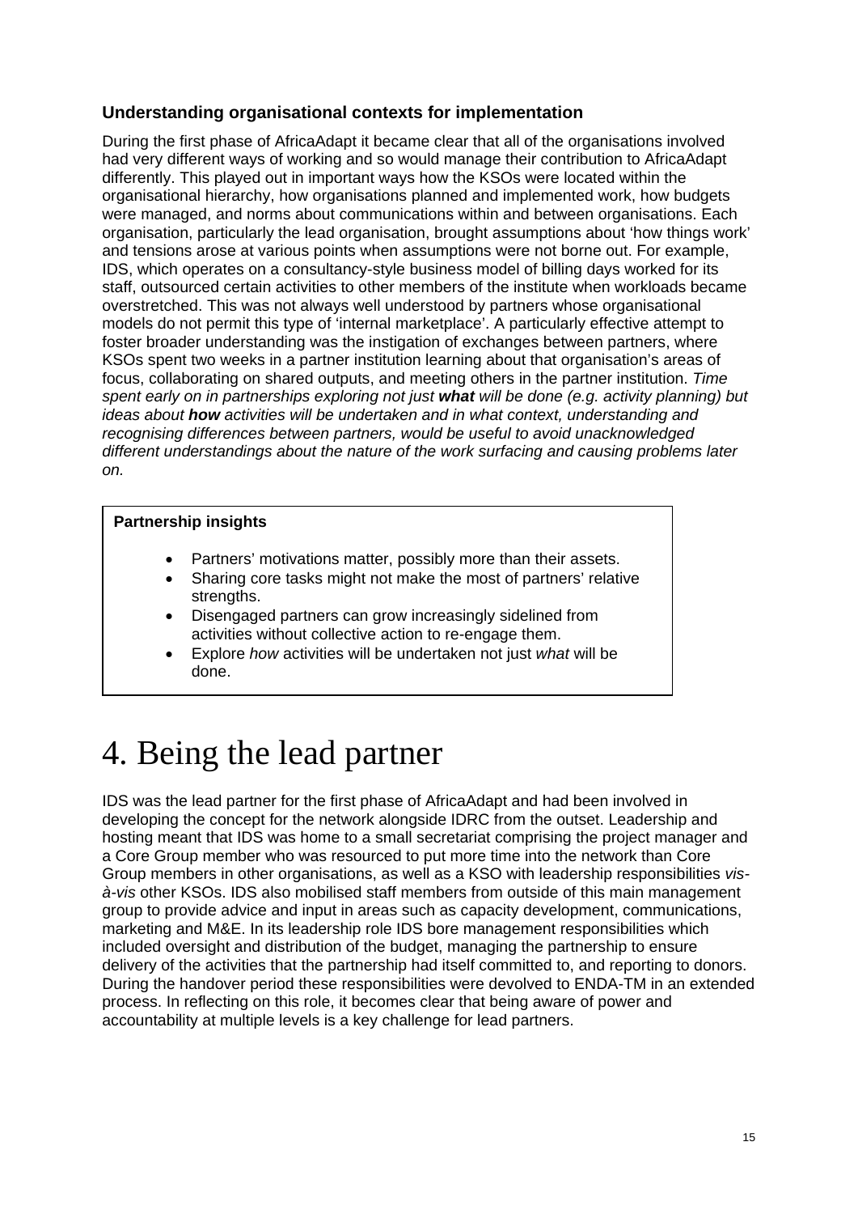### Understanding organisational contexts for implementation

During the first phase of AfricaAdapt it became clear that all of the organisations involved had very different ways of working and so would manage their contribution to AfricaAdapt differently. This played out in important ways how the KSOs were located within the organisational hierarchy, how organisations planned and implemented work, how budgets were managed, and norms about communications within and between organisations. Each organisation, particularly the lead organisation, brought assumptions about 'how things work' and tensions arose at various points when assumptions were not borne out. For example, IDS, which operates on a consultancy-style business model of billing days worked for its staff, outsourced certain activities to other members of the institute when workloads became overstretched. This was not always well understood by partners whose organisational models do not permit this type of 'internal marketplace'. A particularly effective attempt to foster broader understanding was the instigation of exchanges between partners, where KSOs spent two weeks in a partner institution learning about that organisation's areas of focus, collaborating on shared outputs, and meeting others in the partner institution. *Time spent early on in partnerships exploring not just **what** will be done (e.g. activity planning) but ideas about **how** activities will be undertaken and in what context, understanding and recognising differences between partners, would be useful to avoid unacknowledged different understandings about the nature of the work surfacing and causing problems later on.*

**Partnership insights**

- Partners' motivations matter, possibly more than their assets.
- Sharing core tasks might not make the most of partners' relative strengths.
- Disengaged partners can grow increasingly sidelined from activities without collective action to re-engage them.
- Explore *how* activities will be undertaken not just *what* will be done.

# 4. Being the lead partner

IDS was the lead partner for the first phase of AfricaAdapt and had been involved in developing the concept for the network alongside IDRC from the outset. Leadership and hosting meant that IDS was home to a small secretariat comprising the project manager and a Core Group member who was resourced to put more time into the network than Core Group members in other organisations, as well as a KSO with leadership responsibilities *vis-à-vis* other KSOs. IDS also mobilised staff members from outside of this main management group to provide advice and input in areas such as capacity development, communications, marketing and M&E. In its leadership role IDS bore management responsibilities which included oversight and distribution of the budget, managing the partnership to ensure delivery of the activities that the partnership had itself committed to, and reporting to donors. During the handover period these responsibilities were devolved to ENDA-TM in an extended process. In reflecting on this role, it becomes clear that being aware of power and accountability at multiple levels is a key challenge for lead partners.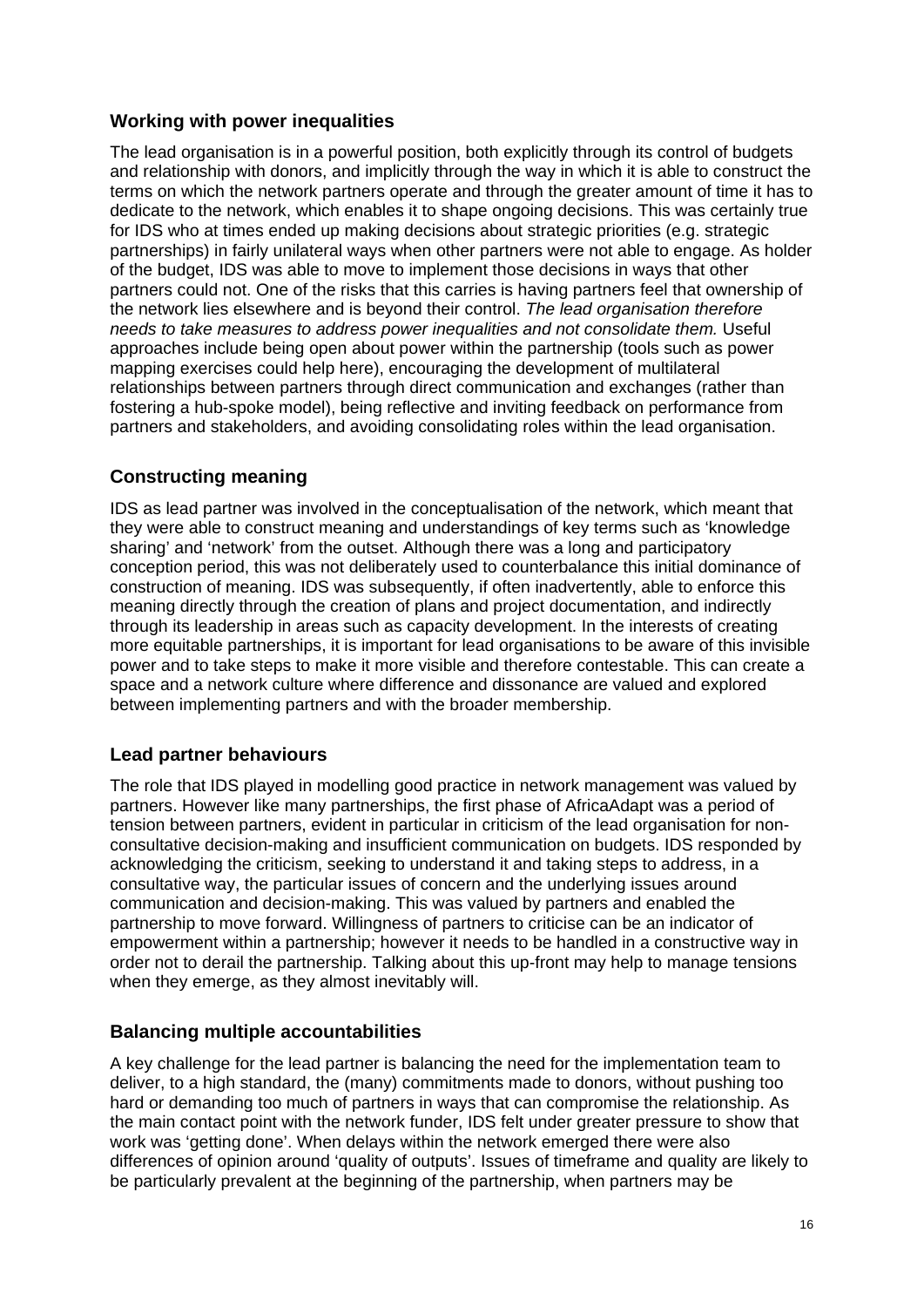## Working with power inequalities

The lead organisation is in a powerful position, both explicitly through its control of budgets and relationship with donors, and implicitly through the way in which it is able to construct the terms on which the network partners operate and through the greater amount of time it has to dedicate to the network, which enables it to shape ongoing decisions. This was certainly true for IDS who at times ended up making decisions about strategic priorities (e.g. strategic partnerships) in fairly unilateral ways when other partners were not able to engage. As holder of the budget, IDS was able to move to implement those decisions in ways that other partners could not. One of the risks that this carries is having partners feel that ownership of the network lies elsewhere and is beyond their control. *The lead organisation therefore needs to take measures to address power inequalities and not consolidate them.* Useful approaches include being open about power within the partnership (tools such as power mapping exercises could help here), encouraging the development of multilateral relationships between partners through direct communication and exchanges (rather than fostering a hub-spoke model), being reflective and inviting feedback on performance from partners and stakeholders, and avoiding consolidating roles within the lead organisation.

## Constructing meaning

IDS as lead partner was involved in the conceptualisation of the network, which meant that they were able to construct meaning and understandings of key terms such as 'knowledge sharing' and 'network' from the outset. Although there was a long and participatory conception period, this was not deliberately used to counterbalance this initial dominance of construction of meaning. IDS was subsequently, if often inadvertently, able to enforce this meaning directly through the creation of plans and project documentation, and indirectly through its leadership in areas such as capacity development. In the interests of creating more equitable partnerships, it is important for lead organisations to be aware of this invisible power and to take steps to make it more visible and therefore contestable. This can create a space and a network culture where difference and dissonance are valued and explored between implementing partners and with the broader membership.

## Lead partner behaviours

The role that IDS played in modelling good practice in network management was valued by partners. However like many partnerships, the first phase of AfricaAdapt was a period of tension between partners, evident in particular in criticism of the lead organisation for non-consultative decision-making and insufficient communication on budgets. IDS responded by acknowledging the criticism, seeking to understand it and taking steps to address, in a consultative way, the particular issues of concern and the underlying issues around communication and decision-making. This was valued by partners and enabled the partnership to move forward. Willingness of partners to criticise can be an indicator of empowerment within a partnership; however it needs to be handled in a constructive way in order not to derail the partnership. Talking about this up-front may help to manage tensions when they emerge, as they almost inevitably will.

## Balancing multiple accountabilities

A key challenge for the lead partner is balancing the need for the implementation team to deliver, to a high standard, the (many) commitments made to donors, without pushing too hard or demanding too much of partners in ways that can compromise the relationship. As the main contact point with the network funder, IDS felt under greater pressure to show that work was 'getting done'. When delays within the network emerged there were also differences of opinion around 'quality of outputs'. Issues of timeframe and quality are likely to be particularly prevalent at the beginning of the partnership, when partners may be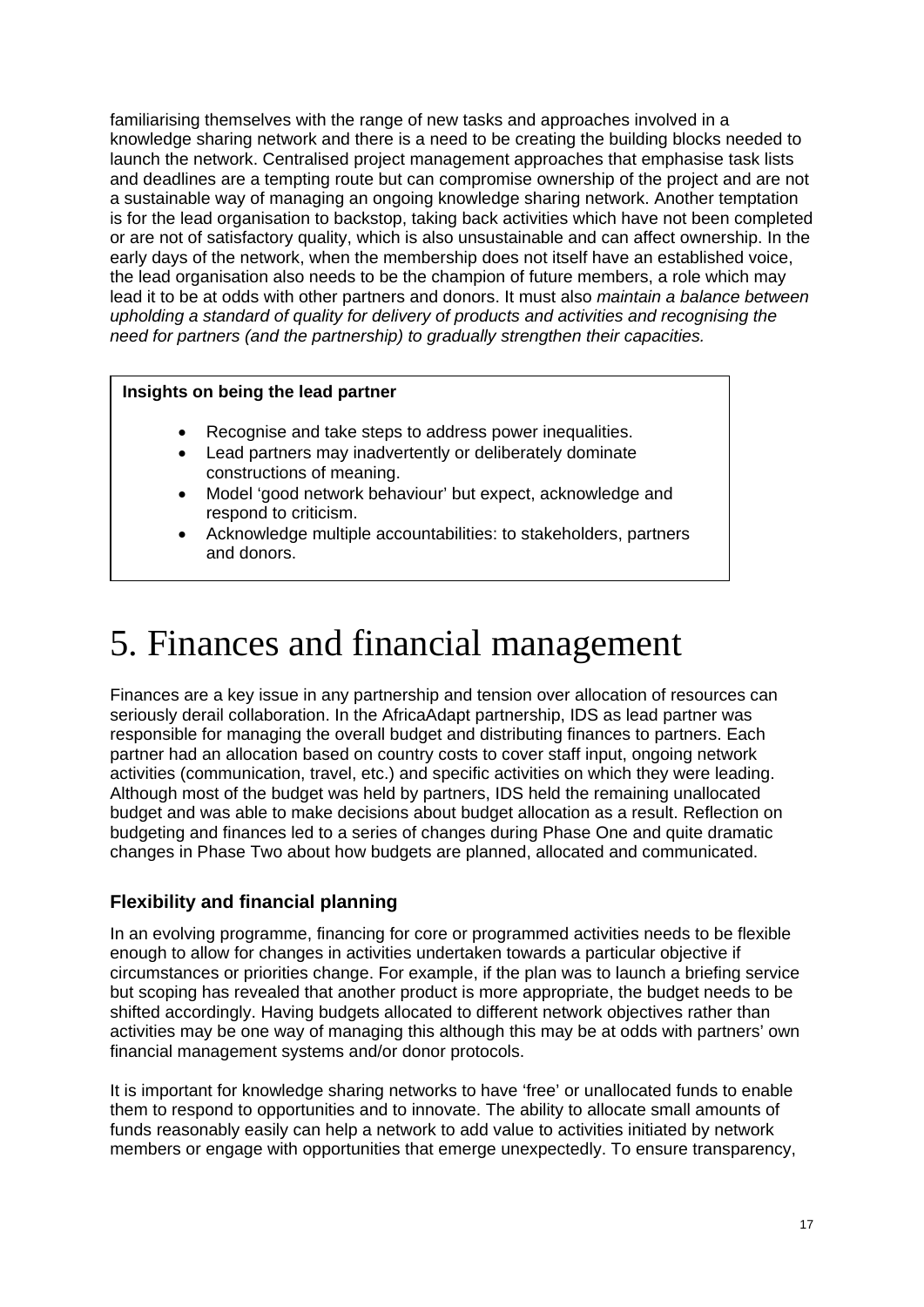familiarising themselves with the range of new tasks and approaches involved in a knowledge sharing network and there is a need to be creating the building blocks needed to launch the network. Centralised project management approaches that emphasise task lists and deadlines are a tempting route but can compromise ownership of the project and are not a sustainable way of managing an ongoing knowledge sharing network. Another temptation is for the lead organisation to backstop, taking back activities which have not been completed or are not of satisfactory quality, which is also unsustainable and can affect ownership. In the early days of the network, when the membership does not itself have an established voice, the lead organisation also needs to be the champion of future members, a role which may lead it to be at odds with other partners and donors. It must also *maintain a balance between upholding a standard of quality for delivery of products and activities and recognising the need for partners (and the partnership) to gradually strengthen their capacities.*

> **Insights on being the lead partner**
>
> - Recognise and take steps to address power inequalities.
> - Lead partners may inadvertently or deliberately dominate constructions of meaning.
> - Model 'good network behaviour' but expect, acknowledge and respond to criticism.
> - Acknowledge multiple accountabilities: to stakeholders, partners and donors.

# 5. Finances and financial management

Finances are a key issue in any partnership and tension over allocation of resources can seriously derail collaboration. In the AfricaAdapt partnership, IDS as lead partner was responsible for managing the overall budget and distributing finances to partners. Each partner had an allocation based on country costs to cover staff input, ongoing network activities (communication, travel, etc.) and specific activities on which they were leading. Although most of the budget was held by partners, IDS held the remaining unallocated budget and was able to make decisions about budget allocation as a result. Reflection on budgeting and finances led to a series of changes during Phase One and quite dramatic changes in Phase Two about how budgets are planned, allocated and communicated.

### Flexibility and financial planning

In an evolving programme, financing for core or programmed activities needs to be flexible enough to allow for changes in activities undertaken towards a particular objective if circumstances or priorities change. For example, if the plan was to launch a briefing service but scoping has revealed that another product is more appropriate, the budget needs to be shifted accordingly. Having budgets allocated to different network objectives rather than activities may be one way of managing this although this may be at odds with partners' own financial management systems and/or donor protocols.

It is important for knowledge sharing networks to have 'free' or unallocated funds to enable them to respond to opportunities and to innovate. The ability to allocate small amounts of funds reasonably easily can help a network to add value to activities initiated by network members or engage with opportunities that emerge unexpectedly. To ensure transparency,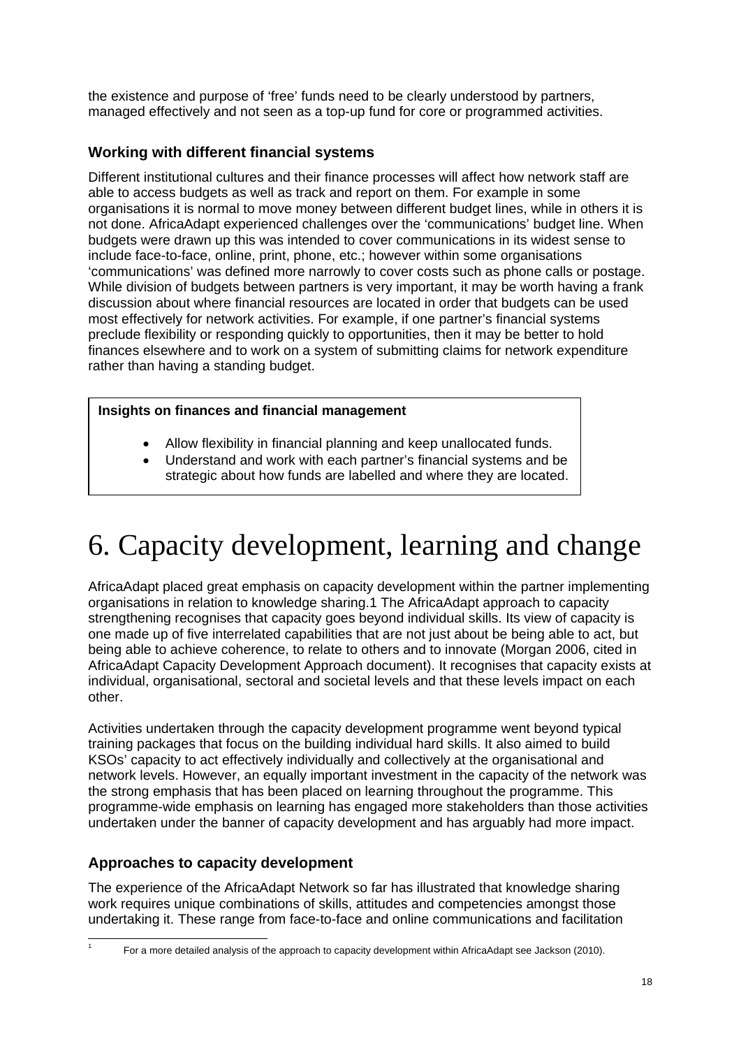the existence and purpose of 'free' funds need to be clearly understood by partners, managed effectively and not seen as a top-up fund for core or programmed activities.

### Working with different financial systems

Different institutional cultures and their finance processes will affect how network staff are able to access budgets as well as track and report on them. For example in some organisations it is normal to move money between different budget lines, while in others it is not done. AfricaAdapt experienced challenges over the 'communications' budget line. When budgets were drawn up this was intended to cover communications in its widest sense to include face-to-face, online, print, phone, etc.; however within some organisations 'communications' was defined more narrowly to cover costs such as phone calls or postage. While division of budgets between partners is very important, it may be worth having a frank discussion about where financial resources are located in order that budgets can be used most effectively for network activities. For example, if one partner's financial systems preclude flexibility or responding quickly to opportunities, then it may be better to hold finances elsewhere and to work on a system of submitting claims for network expenditure rather than having a standing budget.

> **Insights on finances and financial management**
>
> - Allow flexibility in financial planning and keep unallocated funds.
> - Understand and work with each partner's financial systems and be strategic about how funds are labelled and where they are located.

# 6. Capacity development, learning and change

AfricaAdapt placed great emphasis on capacity development within the partner implementing organisations in relation to knowledge sharing.[1] The AfricaAdapt approach to capacity strengthening recognises that capacity goes beyond individual skills. Its view of capacity is one made up of five interrelated capabilities that are not just about be being able to act, but being able to achieve coherence, to relate to others and to innovate (Morgan 2006, cited in AfricaAdapt Capacity Development Approach document). It recognises that capacity exists at individual, organisational, sectoral and societal levels and that these levels impact on each other.

Activities undertaken through the capacity development programme went beyond typical training packages that focus on the building individual hard skills. It also aimed to build KSOs' capacity to act effectively individually and collectively at the organisational and network levels. However, an equally important investment in the capacity of the network was the strong emphasis that has been placed on learning throughout the programme. This programme-wide emphasis on learning has engaged more stakeholders than those activities undertaken under the banner of capacity development and has arguably had more impact.

### Approaches to capacity development

The experience of the AfricaAdapt Network so far has illustrated that knowledge sharing work requires unique combinations of skills, attitudes and competencies amongst those undertaking it. These range from face-to-face and online communications and facilitation

[1] For a more detailed analysis of the approach to capacity development within AfricaAdapt see Jackson (2010).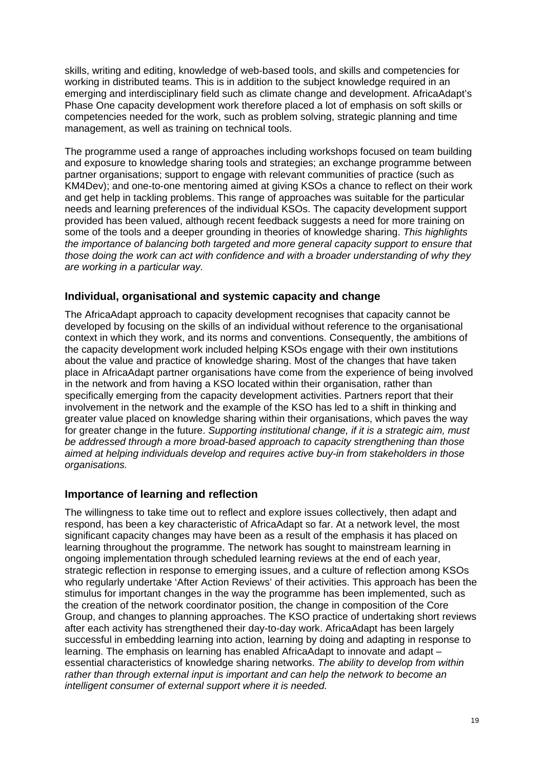skills, writing and editing, knowledge of web-based tools, and skills and competencies for working in distributed teams. This is in addition to the subject knowledge required in an emerging and interdisciplinary field such as climate change and development. AfricaAdapt's Phase One capacity development work therefore placed a lot of emphasis on soft skills or competencies needed for the work, such as problem solving, strategic planning and time management, as well as training on technical tools.

The programme used a range of approaches including workshops focused on team building and exposure to knowledge sharing tools and strategies; an exchange programme between partner organisations; support to engage with relevant communities of practice (such as KM4Dev); and one-to-one mentoring aimed at giving KSOs a chance to reflect on their work and get help in tackling problems. This range of approaches was suitable for the particular needs and learning preferences of the individual KSOs. The capacity development support provided has been valued, although recent feedback suggests a need for more training on some of the tools and a deeper grounding in theories of knowledge sharing. *This highlights the importance of balancing both targeted and more general capacity support to ensure that those doing the work can act with confidence and with a broader understanding of why they are working in a particular way.*

### Individual, organisational and systemic capacity and change

The AfricaAdapt approach to capacity development recognises that capacity cannot be developed by focusing on the skills of an individual without reference to the organisational context in which they work, and its norms and conventions. Consequently, the ambitions of the capacity development work included helping KSOs engage with their own institutions about the value and practice of knowledge sharing. Most of the changes that have taken place in AfricaAdapt partner organisations have come from the experience of being involved in the network and from having a KSO located within their organisation, rather than specifically emerging from the capacity development activities. Partners report that their involvement in the network and the example of the KSO has led to a shift in thinking and greater value placed on knowledge sharing within their organisations, which paves the way for greater change in the future. *Supporting institutional change, if it is a strategic aim, must be addressed through a more broad-based approach to capacity strengthening than those aimed at helping individuals develop and requires active buy-in from stakeholders in those organisations.*

### Importance of learning and reflection

The willingness to take time out to reflect and explore issues collectively, then adapt and respond, has been a key characteristic of AfricaAdapt so far. At a network level, the most significant capacity changes may have been as a result of the emphasis it has placed on learning throughout the programme. The network has sought to mainstream learning in ongoing implementation through scheduled learning reviews at the end of each year, strategic reflection in response to emerging issues, and a culture of reflection among KSOs who regularly undertake 'After Action Reviews' of their activities. This approach has been the stimulus for important changes in the way the programme has been implemented, such as the creation of the network coordinator position, the change in composition of the Core Group, and changes to planning approaches. The KSO practice of undertaking short reviews after each activity has strengthened their day-to-day work. AfricaAdapt has been largely successful in embedding learning into action, learning by doing and adapting in response to learning. The emphasis on learning has enabled AfricaAdapt to innovate and adapt – essential characteristics of knowledge sharing networks. *The ability to develop from within rather than through external input is important and can help the network to become an intelligent consumer of external support where it is needed.*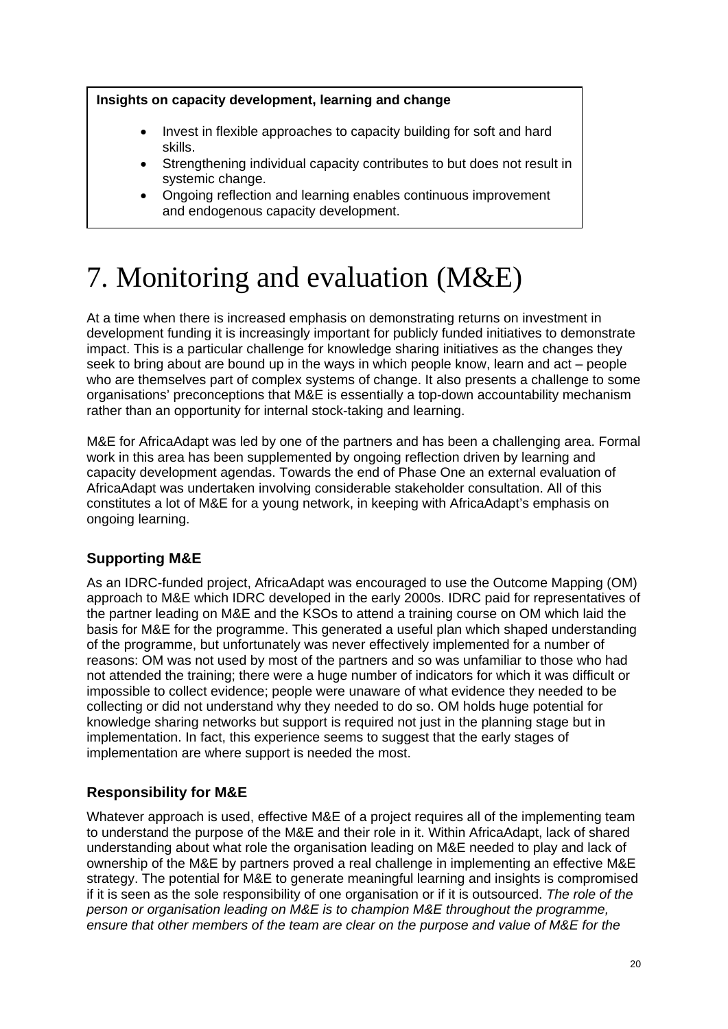**Insights on capacity development, learning and change**

- Invest in flexible approaches to capacity building for soft and hard skills.
- Strengthening individual capacity contributes to but does not result in systemic change.
- Ongoing reflection and learning enables continuous improvement and endogenous capacity development.

# 7. Monitoring and evaluation (M&E)

At a time when there is increased emphasis on demonstrating returns on investment in development funding it is increasingly important for publicly funded initiatives to demonstrate impact. This is a particular challenge for knowledge sharing initiatives as the changes they seek to bring about are bound up in the ways in which people know, learn and act – people who are themselves part of complex systems of change. It also presents a challenge to some organisations' preconceptions that M&E is essentially a top-down accountability mechanism rather than an opportunity for internal stock-taking and learning.

M&E for AfricaAdapt was led by one of the partners and has been a challenging area. Formal work in this area has been supplemented by ongoing reflection driven by learning and capacity development agendas. Towards the end of Phase One an external evaluation of AfricaAdapt was undertaken involving considerable stakeholder consultation. All of this constitutes a lot of M&E for a young network, in keeping with AfricaAdapt's emphasis on ongoing learning.

## Supporting M&E

As an IDRC-funded project, AfricaAdapt was encouraged to use the Outcome Mapping (OM) approach to M&E which IDRC developed in the early 2000s. IDRC paid for representatives of the partner leading on M&E and the KSOs to attend a training course on OM which laid the basis for M&E for the programme. This generated a useful plan which shaped understanding of the programme, but unfortunately was never effectively implemented for a number of reasons: OM was not used by most of the partners and so was unfamiliar to those who had not attended the training; there were a huge number of indicators for which it was difficult or impossible to collect evidence; people were unaware of what evidence they needed to be collecting or did not understand why they needed to do so. OM holds huge potential for knowledge sharing networks but support is required not just in the planning stage but in implementation. In fact, this experience seems to suggest that the early stages of implementation are where support is needed the most.

## Responsibility for M&E

Whatever approach is used, effective M&E of a project requires all of the implementing team to understand the purpose of the M&E and their role in it. Within AfricaAdapt, lack of shared understanding about what role the organisation leading on M&E needed to play and lack of ownership of the M&E by partners proved a real challenge in implementing an effective M&E strategy. The potential for M&E to generate meaningful learning and insights is compromised if it is seen as the sole responsibility of one organisation or if it is outsourced. *The role of the person or organisation leading on M&E is to champion M&E throughout the programme, ensure that other members of the team are clear on the purpose and value of M&E for the*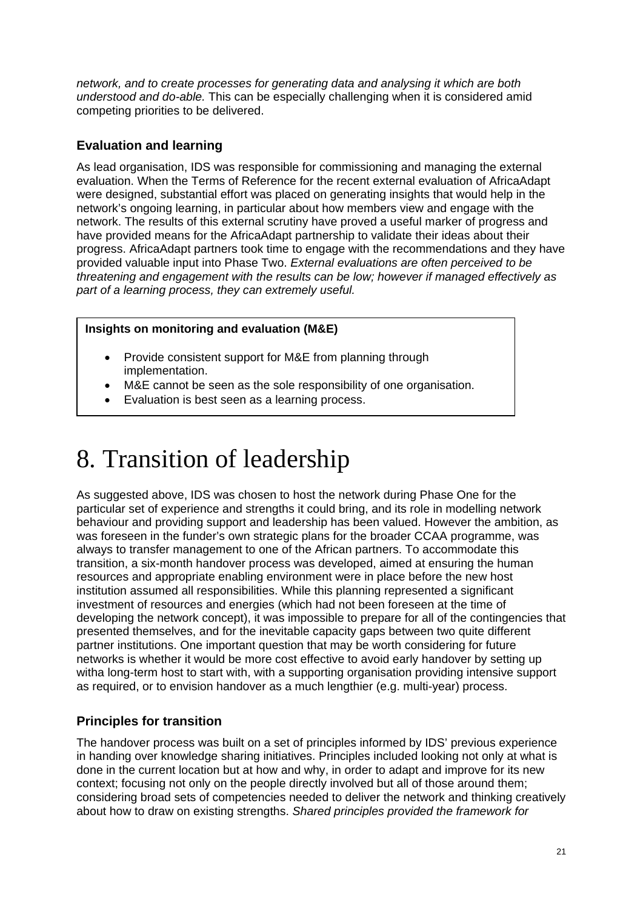*network, and to create processes for generating data and analysing it which are both understood and do-able.* This can be especially challenging when it is considered amid competing priorities to be delivered.

### Evaluation and learning

As lead organisation, IDS was responsible for commissioning and managing the external evaluation. When the Terms of Reference for the recent external evaluation of AfricaAdapt were designed, substantial effort was placed on generating insights that would help in the network's ongoing learning, in particular about how members view and engage with the network. The results of this external scrutiny have proved a useful marker of progress and have provided means for the AfricaAdapt partnership to validate their ideas about their progress. AfricaAdapt partners took time to engage with the recommendations and they have provided valuable input into Phase Two. *External evaluations are often perceived to be threatening and engagement with the results can be low; however if managed effectively as part of a learning process, they can extremely useful.*

> **Insights on monitoring and evaluation (M&E)**
>
> - Provide consistent support for M&E from planning through implementation.
> - M&E cannot be seen as the sole responsibility of one organisation.
> - Evaluation is best seen as a learning process.

# 8. Transition of leadership

As suggested above, IDS was chosen to host the network during Phase One for the particular set of experience and strengths it could bring, and its role in modelling network behaviour and providing support and leadership has been valued. However the ambition, as was foreseen in the funder's own strategic plans for the broader CCAA programme, was always to transfer management to one of the African partners. To accommodate this transition, a six-month handover process was developed, aimed at ensuring the human resources and appropriate enabling environment were in place before the new host institution assumed all responsibilities. While this planning represented a significant investment of resources and energies (which had not been foreseen at the time of developing the network concept), it was impossible to prepare for all of the contingencies that presented themselves, and for the inevitable capacity gaps between two quite different partner institutions. One important question that may be worth considering for future networks is whether it would be more cost effective to avoid early handover by setting up witha long-term host to start with, with a supporting organisation providing intensive support as required, or to envision handover as a much lengthier (e.g. multi-year) process.

### Principles for transition

The handover process was built on a set of principles informed by IDS' previous experience in handing over knowledge sharing initiatives. Principles included looking not only at what is done in the current location but at how and why, in order to adapt and improve for its new context; focusing not only on the people directly involved but all of those around them; considering broad sets of competencies needed to deliver the network and thinking creatively about how to draw on existing strengths. *Shared principles provided the framework for*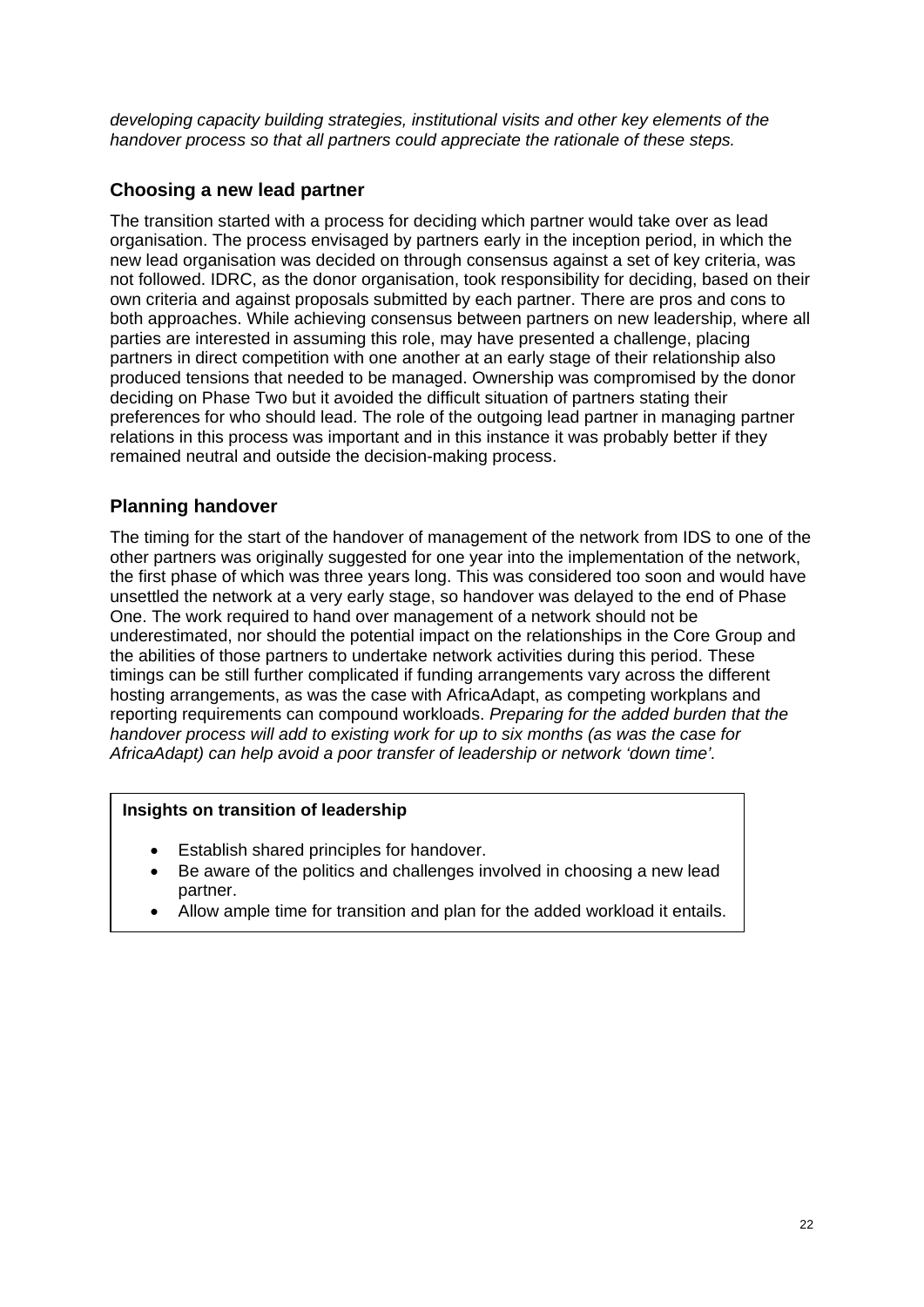*developing capacity building strategies, institutional visits and other key elements of the handover process so that all partners could appreciate the rationale of these steps.*

## Choosing a new lead partner

The transition started with a process for deciding which partner would take over as lead organisation. The process envisaged by partners early in the inception period, in which the new lead organisation was decided on through consensus against a set of key criteria, was not followed. IDRC, as the donor organisation, took responsibility for deciding, based on their own criteria and against proposals submitted by each partner. There are pros and cons to both approaches. While achieving consensus between partners on new leadership, where all parties are interested in assuming this role, may have presented a challenge, placing partners in direct competition with one another at an early stage of their relationship also produced tensions that needed to be managed. Ownership was compromised by the donor deciding on Phase Two but it avoided the difficult situation of partners stating their preferences for who should lead. The role of the outgoing lead partner in managing partner relations in this process was important and in this instance it was probably better if they remained neutral and outside the decision-making process.

## Planning handover

The timing for the start of the handover of management of the network from IDS to one of the other partners was originally suggested for one year into the implementation of the network, the first phase of which was three years long. This was considered too soon and would have unsettled the network at a very early stage, so handover was delayed to the end of Phase One. The work required to hand over management of a network should not be underestimated, nor should the potential impact on the relationships in the Core Group and the abilities of those partners to undertake network activities during this period. These timings can be still further complicated if funding arrangements vary across the different hosting arrangements, as was the case with AfricaAdapt, as competing workplans and reporting requirements can compound workloads. *Preparing for the added burden that the handover process will add to existing work for up to six months (as was the case for AfricaAdapt) can help avoid a poor transfer of leadership or network 'down time'*.

**Insights on transition of leadership**

- Establish shared principles for handover.
- Be aware of the politics and challenges involved in choosing a new lead partner.
- Allow ample time for transition and plan for the added workload it entails.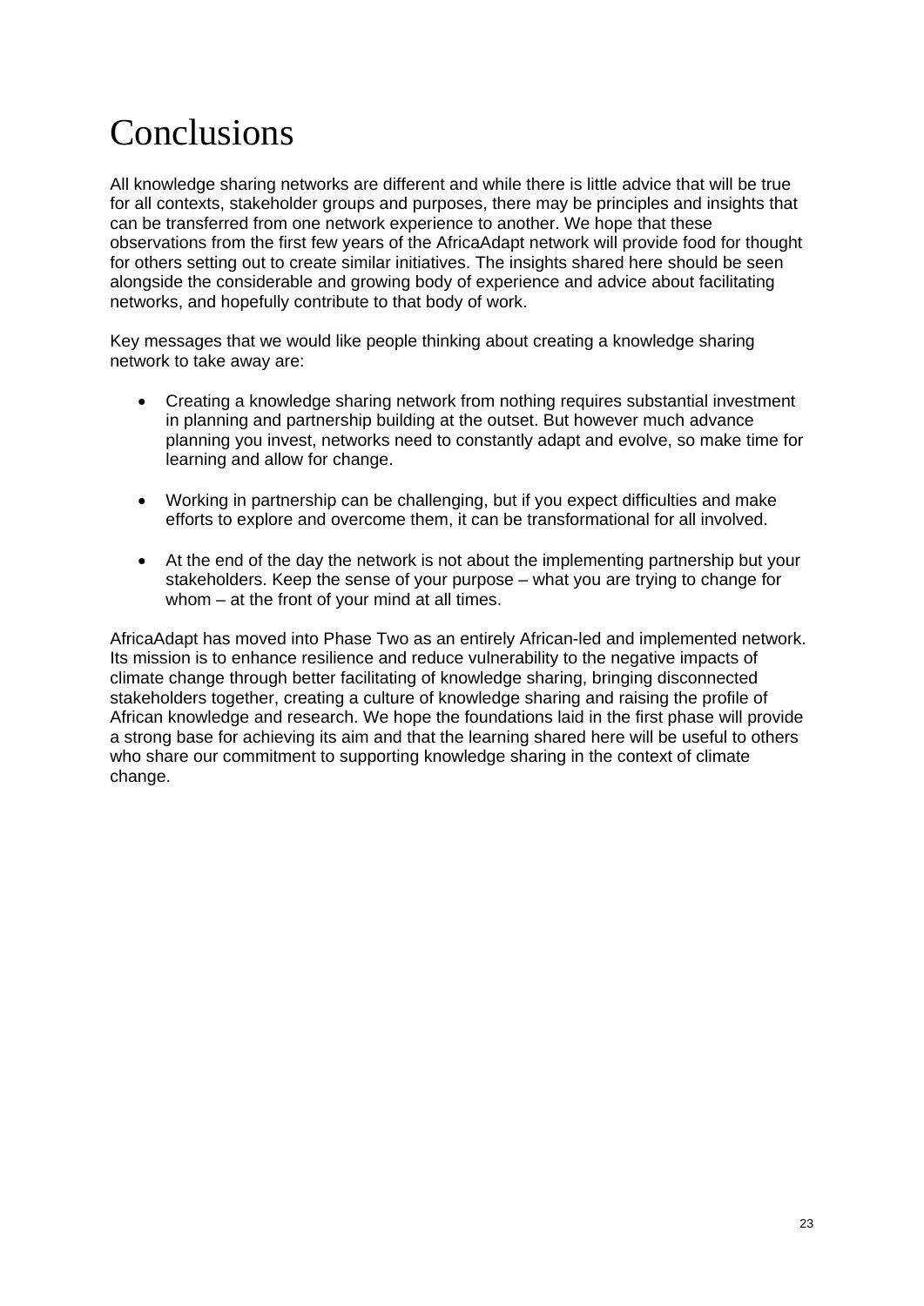# Conclusions

All knowledge sharing networks are different and while there is little advice that will be true for all contexts, stakeholder groups and purposes, there may be principles and insights that can be transferred from one network experience to another. We hope that these observations from the first few years of the AfricaAdapt network will provide food for thought for others setting out to create similar initiatives. The insights shared here should be seen alongside the considerable and growing body of experience and advice about facilitating networks, and hopefully contribute to that body of work.

Key messages that we would like people thinking about creating a knowledge sharing network to take away are:

- Creating a knowledge sharing network from nothing requires substantial investment in planning and partnership building at the outset. But however much advance planning you invest, networks need to constantly adapt and evolve, so make time for learning and allow for change.
- Working in partnership can be challenging, but if you expect difficulties and make efforts to explore and overcome them, it can be transformational for all involved.
- At the end of the day the network is not about the implementing partnership but your stakeholders. Keep the sense of your purpose – what you are trying to change for whom – at the front of your mind at all times.

AfricaAdapt has moved into Phase Two as an entirely African-led and implemented network. Its mission is to enhance resilience and reduce vulnerability to the negative impacts of climate change through better facilitating of knowledge sharing, bringing disconnected stakeholders together, creating a culture of knowledge sharing and raising the profile of African knowledge and research. We hope the foundations laid in the first phase will provide a strong base for achieving its aim and that the learning shared here will be useful to others who share our commitment to supporting knowledge sharing in the context of climate change.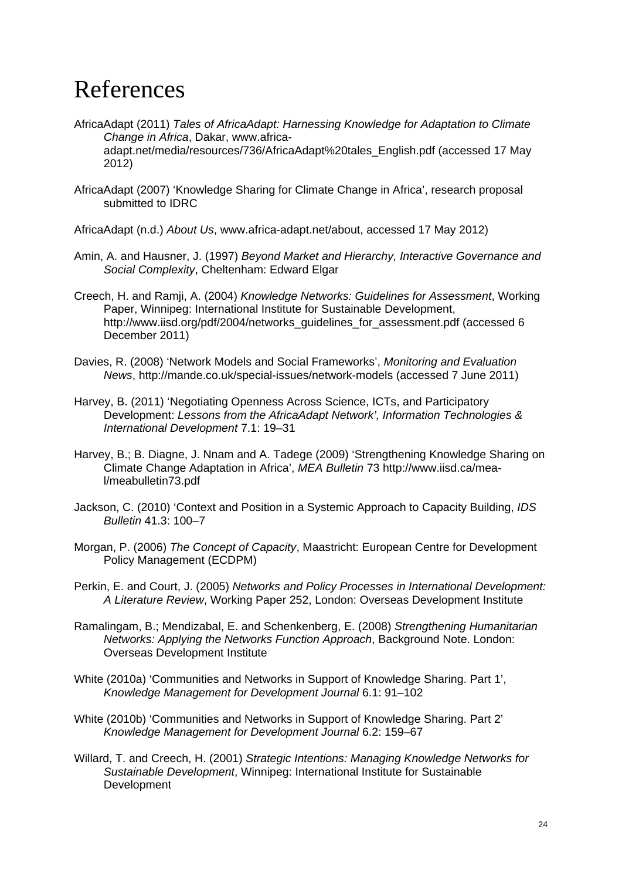# References

AfricaAdapt (2011) *Tales of AfricaAdapt: Harnessing Knowledge for Adaptation to Climate Change in Africa*, Dakar, www.africa-adapt.net/media/resources/736/AfricaAdapt%20tales_English.pdf (accessed 17 May 2012)

AfricaAdapt (2007) 'Knowledge Sharing for Climate Change in Africa', research proposal submitted to IDRC

AfricaAdapt (n.d.) *About Us*, www.africa-adapt.net/about, accessed 17 May 2012)

Amin, A. and Hausner, J. (1997) *Beyond Market and Hierarchy, Interactive Governance and Social Complexity*, Cheltenham: Edward Elgar

Creech, H. and Ramji, A. (2004) *Knowledge Networks: Guidelines for Assessment*, Working Paper, Winnipeg: International Institute for Sustainable Development, http://www.iisd.org/pdf/2004/networks_guidelines_for_assessment.pdf (accessed 6 December 2011)

Davies, R. (2008) 'Network Models and Social Frameworks', *Monitoring and Evaluation News*, http://mande.co.uk/special-issues/network-models (accessed 7 June 2011)

Harvey, B. (2011) 'Negotiating Openness Across Science, ICTs, and Participatory Development: *Lessons from the AfricaAdapt Network', Information Technologies & International Development* 7.1: 19–31

Harvey, B.; B. Diagne, J. Nnam and A. Tadege (2009) 'Strengthening Knowledge Sharing on Climate Change Adaptation in Africa', *MEA Bulletin* 73 http://www.iisd.ca/mea-l/meabulletin73.pdf

Jackson, C. (2010) 'Context and Position in a Systemic Approach to Capacity Building, *IDS Bulletin* 41.3: 100–7

Morgan, P. (2006) *The Concept of Capacity*, Maastricht: European Centre for Development Policy Management (ECDPM)

Perkin, E. and Court, J. (2005) *Networks and Policy Processes in International Development: A Literature Review*, Working Paper 252, London: Overseas Development Institute

Ramalingam, B.; Mendizabal, E. and Schenkenberg, E. (2008) *Strengthening Humanitarian Networks: Applying the Networks Function Approach*, Background Note. London: Overseas Development Institute

White (2010a) 'Communities and Networks in Support of Knowledge Sharing. Part 1', *Knowledge Management for Development Journal* 6.1: 91–102

White (2010b) 'Communities and Networks in Support of Knowledge Sharing. Part 2' *Knowledge Management for Development Journal* 6.2: 159–67

Willard, T. and Creech, H. (2001) *Strategic Intentions: Managing Knowledge Networks for Sustainable Development*, Winnipeg: International Institute for Sustainable Development